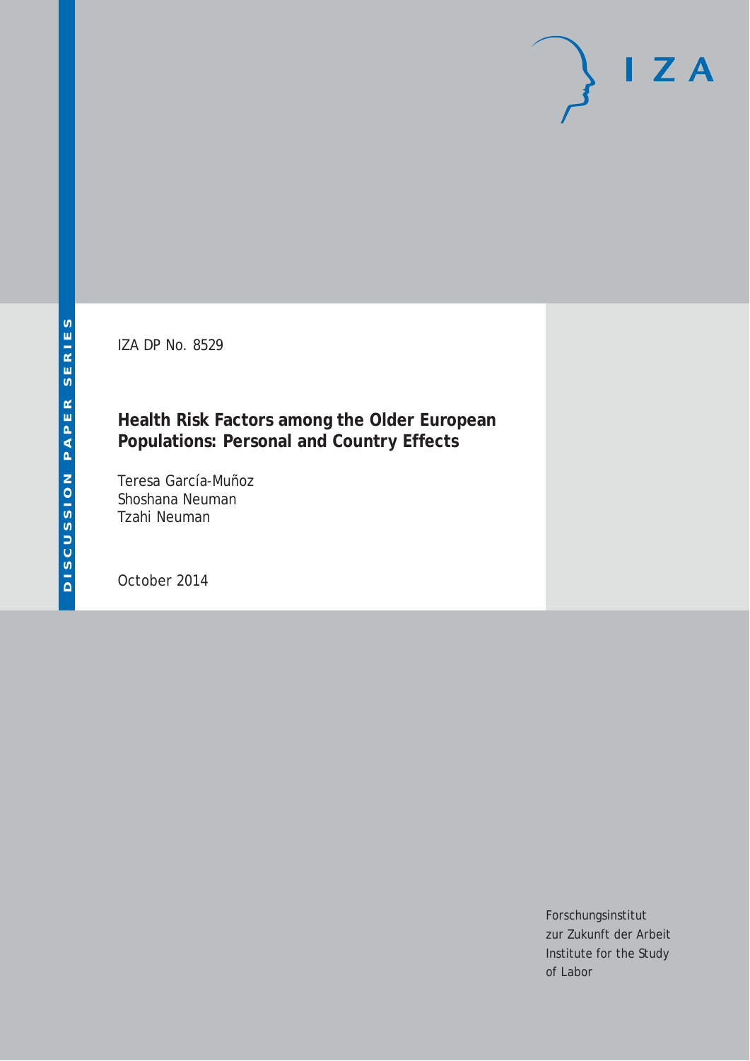DISCUSSION PAPER SERIES

IZA DP No. 8529

# Health Risk Factors among the Older European Populations: Personal and Country Effects

Teresa García-Muñoz
Shoshana Neuman
Tzahi Neuman

October 2014

Forschungsinstitut
zur Zukunft der Arbeit
Institute for the Study
of Labor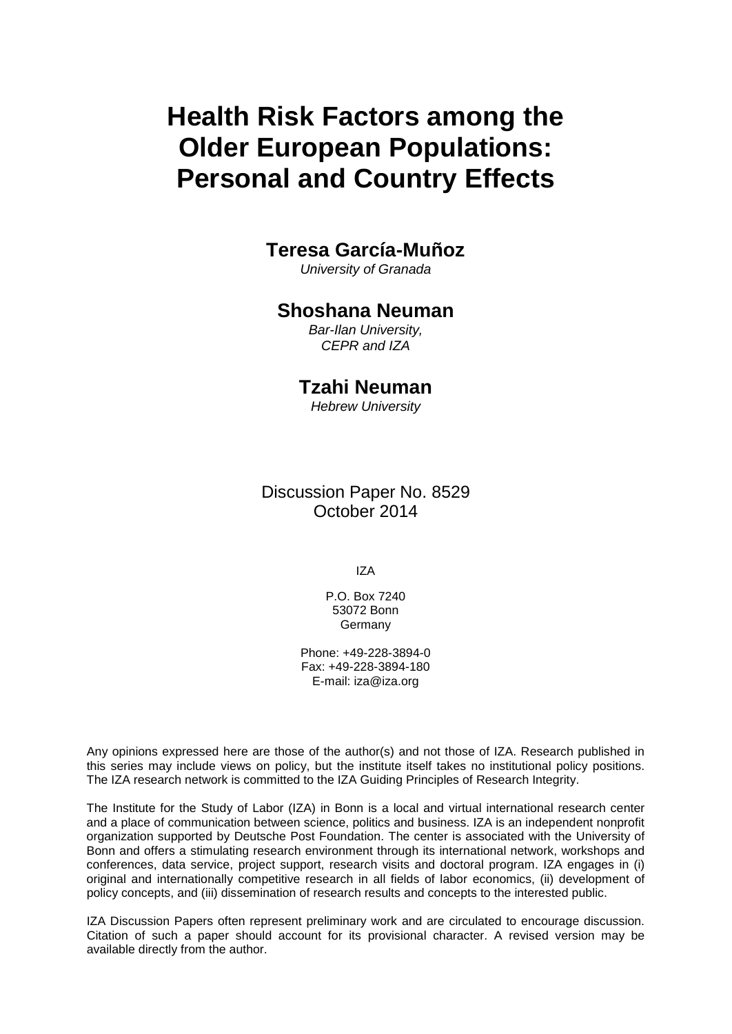# Health Risk Factors among the Older European Populations: Personal and Country Effects

**Teresa García-Muñoz**
*University of Granada*

**Shoshana Neuman**
*Bar-Ilan University,*
*CEPR and IZA*

**Tzahi Neuman**
*Hebrew University*

Discussion Paper No. 8529
October 2014

IZA

P.O. Box 7240
53072 Bonn
Germany

Phone: +49-228-3894-0
Fax: +49-228-3894-180
E-mail: iza@iza.org

Any opinions expressed here are those of the author(s) and not those of IZA. Research published in this series may include views on policy, but the institute itself takes no institutional policy positions. The IZA research network is committed to the IZA Guiding Principles of Research Integrity.

The Institute for the Study of Labor (IZA) in Bonn is a local and virtual international research center and a place of communication between science, politics and business. IZA is an independent nonprofit organization supported by Deutsche Post Foundation. The center is associated with the University of Bonn and offers a stimulating research environment through its international network, workshops and conferences, data service, project support, research visits and doctoral program. IZA engages in (i) original and internationally competitive research in all fields of labor economics, (ii) development of policy concepts, and (iii) dissemination of research results and concepts to the interested public.

IZA Discussion Papers often represent preliminary work and are circulated to encourage discussion. Citation of such a paper should account for its provisional character. A revised version may be available directly from the author.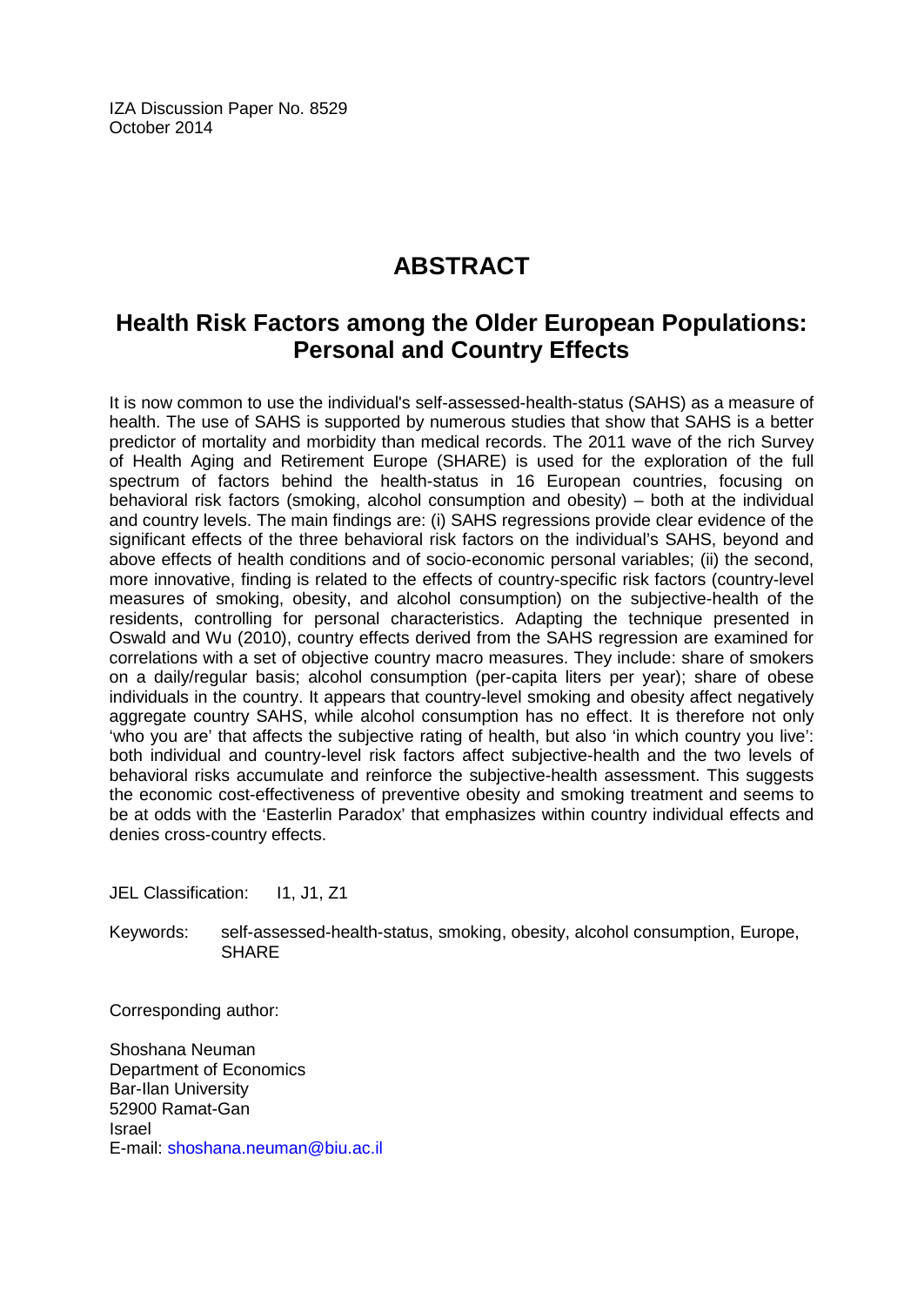IZA Discussion Paper No. 8529
October 2014

# ABSTRACT

## Health Risk Factors among the Older European Populations: Personal and Country Effects

It is now common to use the individual's self-assessed-health-status (SAHS) as a measure of health. The use of SAHS is supported by numerous studies that show that SAHS is a better predictor of mortality and morbidity than medical records. The 2011 wave of the rich Survey of Health Aging and Retirement Europe (SHARE) is used for the exploration of the full spectrum of factors behind the health-status in 16 European countries, focusing on behavioral risk factors (smoking, alcohol consumption and obesity) – both at the individual and country levels. The main findings are: (i) SAHS regressions provide clear evidence of the significant effects of the three behavioral risk factors on the individual's SAHS, beyond and above effects of health conditions and of socio-economic personal variables; (ii) the second, more innovative, finding is related to the effects of country-specific risk factors (country-level measures of smoking, obesity, and alcohol consumption) on the subjective-health of the residents, controlling for personal characteristics. Adapting the technique presented in Oswald and Wu (2010), country effects derived from the SAHS regression are examined for correlations with a set of objective country macro measures. They include: share of smokers on a daily/regular basis; alcohol consumption (per-capita liters per year); share of obese individuals in the country. It appears that country-level smoking and obesity affect negatively aggregate country SAHS, while alcohol consumption has no effect. It is therefore not only 'who you are' that affects the subjective rating of health, but also 'in which country you live': both individual and country-level risk factors affect subjective-health and the two levels of behavioral risks accumulate and reinforce the subjective-health assessment. This suggests the economic cost-effectiveness of preventive obesity and smoking treatment and seems to be at odds with the 'Easterlin Paradox' that emphasizes within country individual effects and denies cross-country effects.

JEL Classification: I1, J1, Z1

Keywords: self-assessed-health-status, smoking, obesity, alcohol consumption, Europe, SHARE

Corresponding author:

Shoshana Neuman
Department of Economics
Bar-Ilan University
52900 Ramat-Gan
Israel
E-mail: shoshana.neuman@biu.ac.il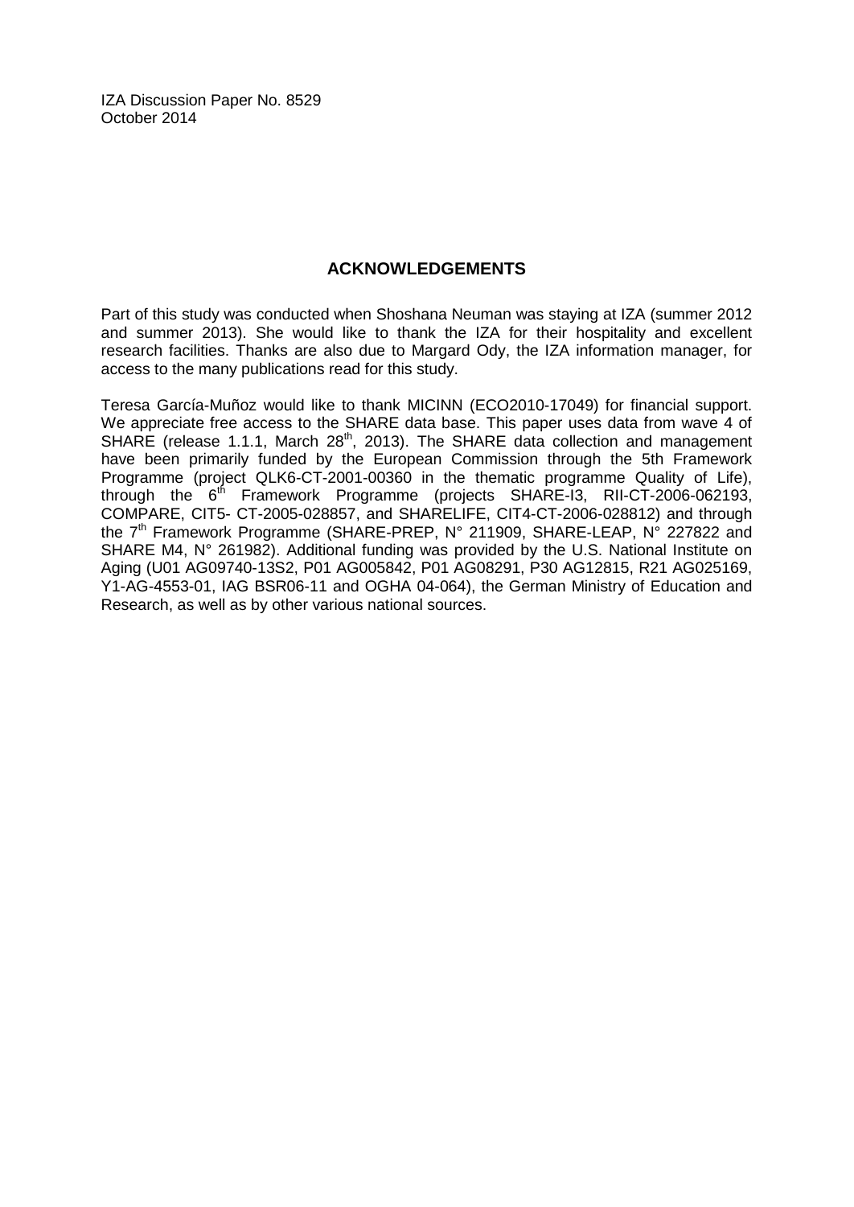IZA Discussion Paper No. 8529
October 2014

## ACKNOWLEDGEMENTS

Part of this study was conducted when Shoshana Neuman was staying at IZA (summer 2012 and summer 2013). She would like to thank the IZA for their hospitality and excellent research facilities. Thanks are also due to Margard Ody, the IZA information manager, for access to the many publications read for this study.

Teresa García-Muñoz would like to thank MICINN (ECO2010-17049) for financial support. We appreciate free access to the SHARE data base. This paper uses data from wave 4 of SHARE (release 1.1.1, March 28th, 2013). The SHARE data collection and management have been primarily funded by the European Commission through the 5th Framework Programme (project QLK6-CT-2001-00360 in the thematic programme Quality of Life), through the 6th Framework Programme (projects SHARE-I3, RII-CT-2006-062193, COMPARE, CIT5- CT-2005-028857, and SHARELIFE, CIT4-CT-2006-028812) and through the 7th Framework Programme (SHARE-PREP, N° 211909, SHARE-LEAP, N° 227822 and SHARE M4, N° 261982). Additional funding was provided by the U.S. National Institute on Aging (U01 AG09740-13S2, P01 AG005842, P01 AG08291, P30 AG12815, R21 AG025169, Y1-AG-4553-01, IAG BSR06-11 and OGHA 04-064), the German Ministry of Education and Research, as well as by other various national sources.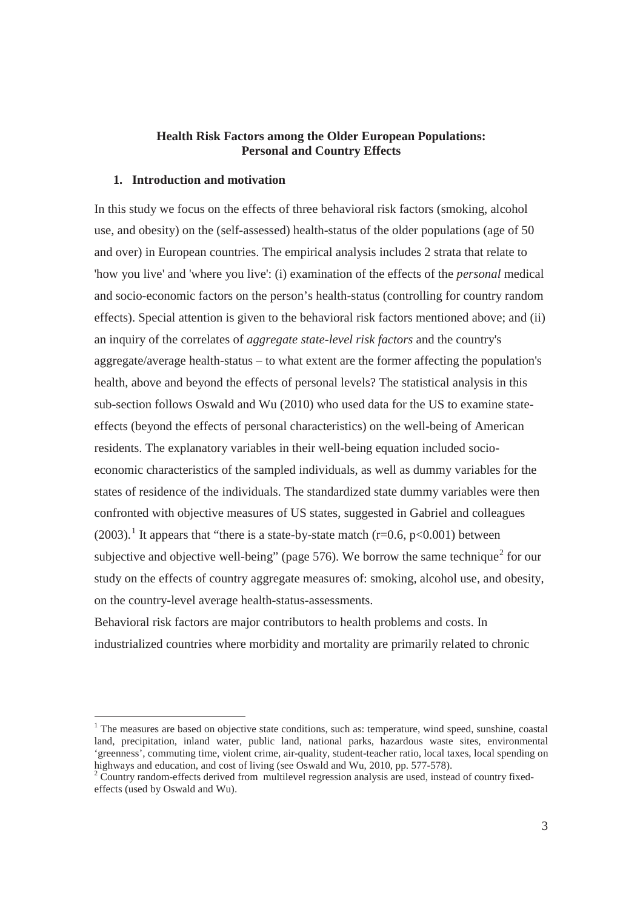**Health Risk Factors among the Older European Populations: Personal and Country Effects**

## 1. Introduction and motivation

In this study we focus on the effects of three behavioral risk factors (smoking, alcohol use, and obesity) on the (self-assessed) health-status of the older populations (age of 50 and over) in European countries. The empirical analysis includes 2 strata that relate to 'how you live' and 'where you live': (i) examination of the effects of the *personal* medical and socio-economic factors on the person's health-status (controlling for country random effects). Special attention is given to the behavioral risk factors mentioned above; and (ii) an inquiry of the correlates of *aggregate state-level risk factors* and the country's aggregate/average health-status – to what extent are the former affecting the population's health, above and beyond the effects of personal levels? The statistical analysis in this sub-section follows Oswald and Wu (2010) who used data for the US to examine state-effects (beyond the effects of personal characteristics) on the well-being of American residents. The explanatory variables in their well-being equation included socio-economic characteristics of the sampled individuals, as well as dummy variables for the states of residence of the individuals. The standardized state dummy variables were then confronted with objective measures of US states, suggested in Gabriel and colleagues (2003).[1] It appears that "there is a state-by-state match ($r=0.6$, $p<0.001$) between subjective and objective well-being" (page 576). We borrow the same technique[2] for our study on the effects of country aggregate measures of: smoking, alcohol use, and obesity, on the country-level average health-status-assessments.

Behavioral risk factors are major contributors to health problems and costs. In industrialized countries where morbidity and mortality are primarily related to chronic

---

[1] The measures are based on objective state conditions, such as: temperature, wind speed, sunshine, coastal land, precipitation, inland water, public land, national parks, hazardous waste sites, environmental 'greenness', commuting time, violent crime, air-quality, student-teacher ratio, local taxes, local spending on highways and education, and cost of living (see Oswald and Wu, 2010, pp. 577-578).

[2] Country random-effects derived from multilevel regression analysis are used, instead of country fixed-effects (used by Oswald and Wu).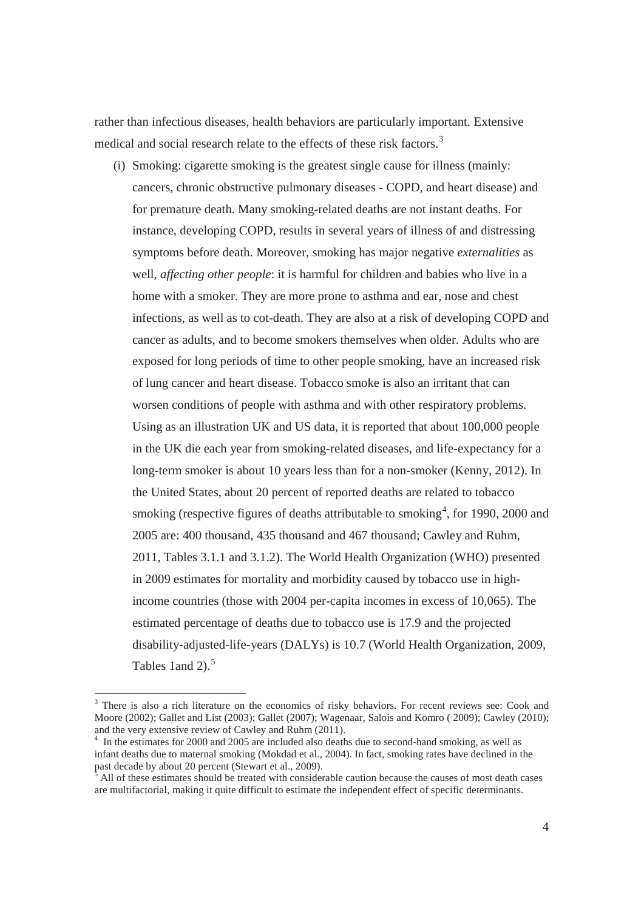rather than infectious diseases, health behaviors are particularly important. Extensive medical and social research relate to the effects of these risk factors.[3]

(i) Smoking: cigarette smoking is the greatest single cause for illness (mainly: cancers, chronic obstructive pulmonary diseases - COPD, and heart disease) and for premature death. Many smoking-related deaths are not instant deaths. For instance, developing COPD, results in several years of illness of and distressing symptoms before death. Moreover, smoking has major negative *externalities* as well, *affecting other people*: it is harmful for children and babies who live in a home with a smoker. They are more prone to asthma and ear, nose and chest infections, as well as to cot-death. They are also at a risk of developing COPD and cancer as adults, and to become smokers themselves when older. Adults who are exposed for long periods of time to other people smoking, have an increased risk of lung cancer and heart disease. Tobacco smoke is also an irritant that can worsen conditions of people with asthma and with other respiratory problems. Using as an illustration UK and US data, it is reported that about 100,000 people in the UK die each year from smoking-related diseases, and life-expectancy for a long-term smoker is about 10 years less than for a non-smoker (Kenny, 2012). In the United States, about 20 percent of reported deaths are related to tobacco smoking (respective figures of deaths attributable to smoking[4], for 1990, 2000 and 2005 are: 400 thousand, 435 thousand and 467 thousand; Cawley and Ruhm, 2011, Tables 3.1.1 and 3.1.2). The World Health Organization (WHO) presented in 2009 estimates for mortality and morbidity caused by tobacco use in high-income countries (those with 2004 per-capita incomes in excess of 10,065). The estimated percentage of deaths due to tobacco use is 17.9 and the projected disability-adjusted-life-years (DALYs) is 10.7 (World Health Organization, 2009, Tables 1and 2).[5]

---

[3] There is also a rich literature on the economics of risky behaviors. For recent reviews see: Cook and Moore (2002); Gallet and List (2003); Gallet (2007); Wagenaar, Salois and Komro ( 2009); Cawley (2010); and the very extensive review of Cawley and Ruhm (2011).

[4] In the estimates for 2000 and 2005 are included also deaths due to second-hand smoking, as well as infant deaths due to maternal smoking (Mokdad et al., 2004). In fact, smoking rates have declined in the past decade by about 20 percent (Stewart et al., 2009).

[5] All of these estimates should be treated with considerable caution because the causes of most death cases are multifactorial, making it quite difficult to estimate the independent effect of specific determinants.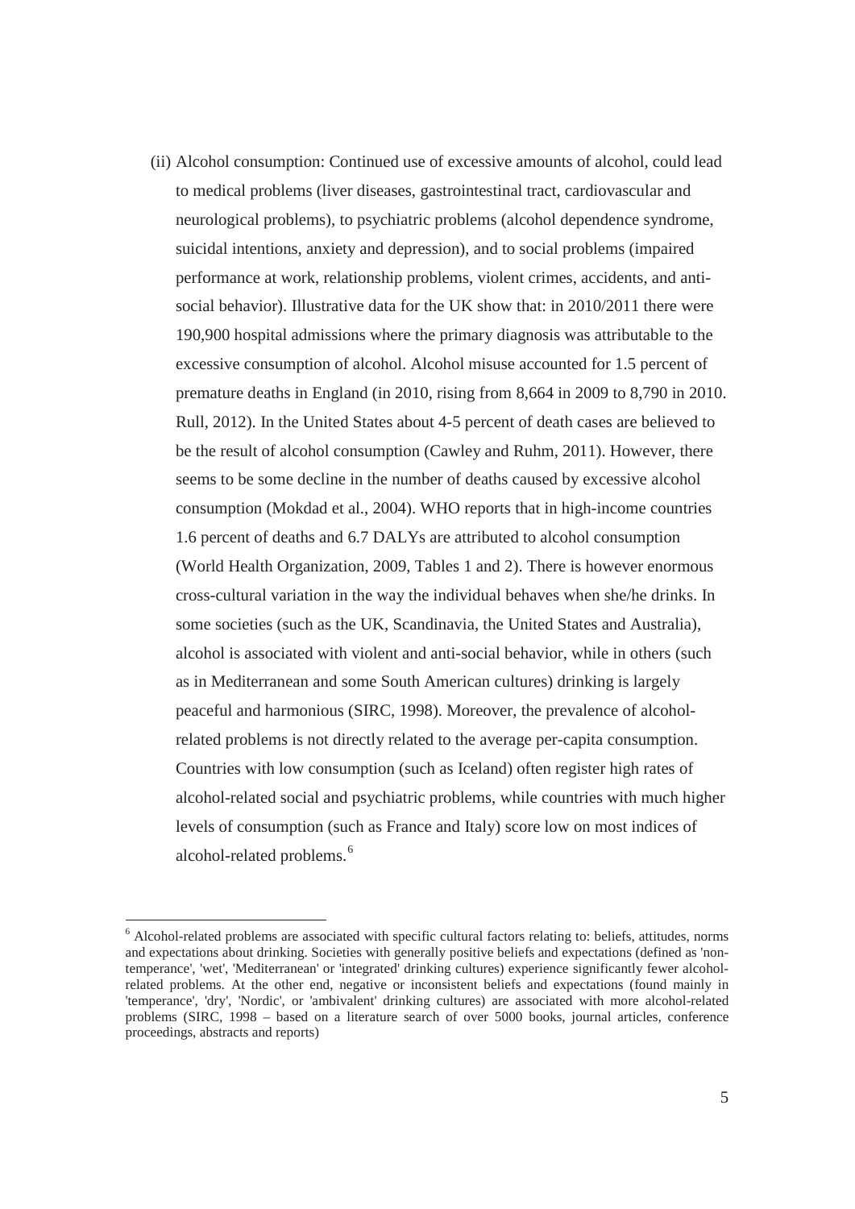(ii) Alcohol consumption: Continued use of excessive amounts of alcohol, could lead to medical problems (liver diseases, gastrointestinal tract, cardiovascular and neurological problems), to psychiatric problems (alcohol dependence syndrome, suicidal intentions, anxiety and depression), and to social problems (impaired performance at work, relationship problems, violent crimes, accidents, and anti-social behavior). Illustrative data for the UK show that: in 2010/2011 there were 190,900 hospital admissions where the primary diagnosis was attributable to the excessive consumption of alcohol. Alcohol misuse accounted for 1.5 percent of premature deaths in England (in 2010, rising from 8,664 in 2009 to 8,790 in 2010. Rull, 2012). In the United States about 4-5 percent of death cases are believed to be the result of alcohol consumption (Cawley and Ruhm, 2011). However, there seems to be some decline in the number of deaths caused by excessive alcohol consumption (Mokdad et al., 2004). WHO reports that in high-income countries 1.6 percent of deaths and 6.7 DALYs are attributed to alcohol consumption (World Health Organization, 2009, Tables 1 and 2). There is however enormous cross-cultural variation in the way the individual behaves when she/he drinks. In some societies (such as the UK, Scandinavia, the United States and Australia), alcohol is associated with violent and anti-social behavior, while in others (such as in Mediterranean and some South American cultures) drinking is largely peaceful and harmonious (SIRC, 1998). Moreover, the prevalence of alcohol-related problems is not directly related to the average per-capita consumption. Countries with low consumption (such as Iceland) often register high rates of alcohol-related social and psychiatric problems, while countries with much higher levels of consumption (such as France and Italy) score low on most indices of alcohol-related problems.[6]

---

[6] Alcohol-related problems are associated with specific cultural factors relating to: beliefs, attitudes, norms and expectations about drinking. Societies with generally positive beliefs and expectations (defined as 'non-temperance', 'wet', 'Mediterranean' or 'integrated' drinking cultures) experience significantly fewer alcohol-related problems. At the other end, negative or inconsistent beliefs and expectations (found mainly in 'temperance', 'dry', 'Nordic', or 'ambivalent' drinking cultures) are associated with more alcohol-related problems (SIRC, 1998 – based on a literature search of over 5000 books, journal articles, conference proceedings, abstracts and reports)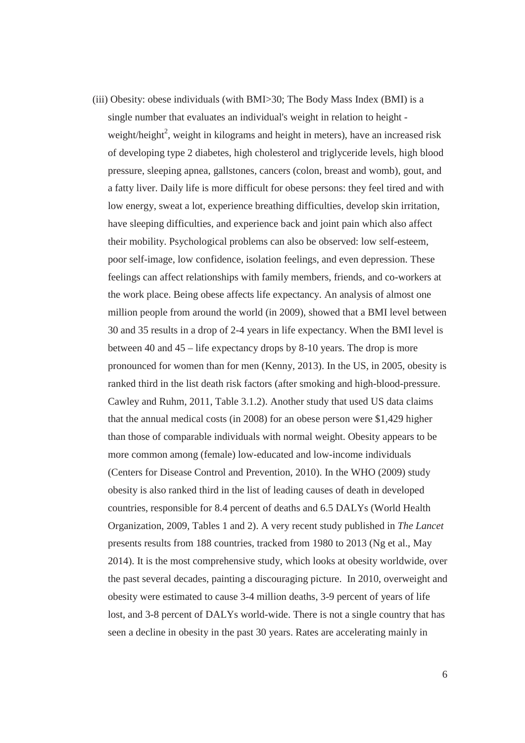(iii) Obesity: obese individuals (with BMI>30; The Body Mass Index (BMI) is a single number that evaluates an individual's weight in relation to height - weight/height$^2$, weight in kilograms and height in meters), have an increased risk of developing type 2 diabetes, high cholesterol and triglyceride levels, high blood pressure, sleeping apnea, gallstones, cancers (colon, breast and womb), gout, and a fatty liver. Daily life is more difficult for obese persons: they feel tired and with low energy, sweat a lot, experience breathing difficulties, develop skin irritation, have sleeping difficulties, and experience back and joint pain which also affect their mobility. Psychological problems can also be observed: low self-esteem, poor self-image, low confidence, isolation feelings, and even depression. These feelings can affect relationships with family members, friends, and co-workers at the work place. Being obese affects life expectancy. An analysis of almost one million people from around the world (in 2009), showed that a BMI level between 30 and 35 results in a drop of 2-4 years in life expectancy. When the BMI level is between 40 and 45 – life expectancy drops by 8-10 years. The drop is more pronounced for women than for men (Kenny, 2013). In the US, in 2005, obesity is ranked third in the list death risk factors (after smoking and high-blood-pressure. Cawley and Ruhm, 2011, Table 3.1.2). Another study that used US data claims that the annual medical costs (in 2008) for an obese person were \$1,429 higher than those of comparable individuals with normal weight. Obesity appears to be more common among (female) low-educated and low-income individuals (Centers for Disease Control and Prevention, 2010). In the WHO (2009) study obesity is also ranked third in the list of leading causes of death in developed countries, responsible for 8.4 percent of deaths and 6.5 DALYs (World Health Organization, 2009, Tables 1 and 2). A very recent study published in *The Lancet* presents results from 188 countries, tracked from 1980 to 2013 (Ng et al., May 2014). It is the most comprehensive study, which looks at obesity worldwide, over the past several decades, painting a discouraging picture. In 2010, overweight and obesity were estimated to cause 3-4 million deaths, 3-9 percent of years of life lost, and 3-8 percent of DALYs world-wide. There is not a single country that has seen a decline in obesity in the past 30 years. Rates are accelerating mainly in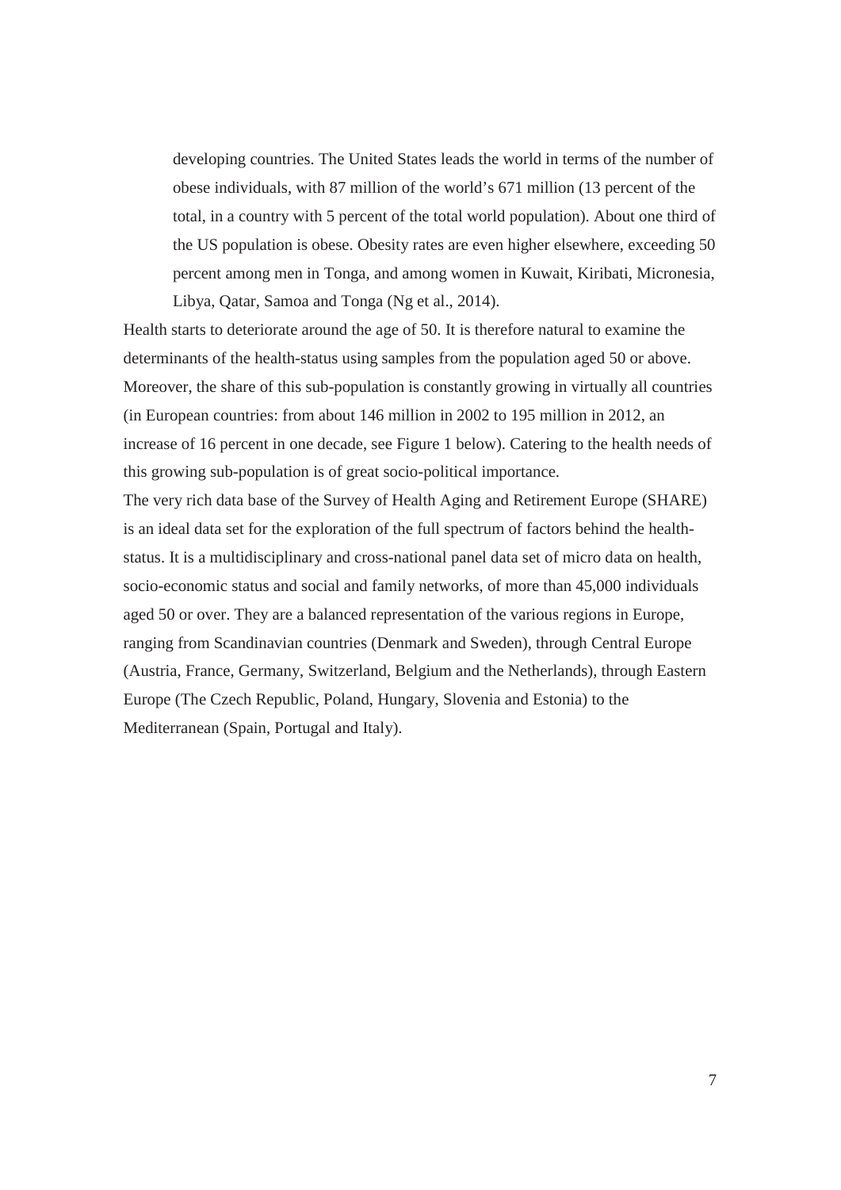> developing countries. The United States leads the world in terms of the number of obese individuals, with 87 million of the world's 671 million (13 percent of the total, in a country with 5 percent of the total world population). About one third of the US population is obese. Obesity rates are even higher elsewhere, exceeding 50 percent among men in Tonga, and among women in Kuwait, Kiribati, Micronesia, Libya, Qatar, Samoa and Tonga (Ng et al., 2014).

Health starts to deteriorate around the age of 50. It is therefore natural to examine the determinants of the health-status using samples from the population aged 50 or above. Moreover, the share of this sub-population is constantly growing in virtually all countries (in European countries: from about 146 million in 2002 to 195 million in 2012, an increase of 16 percent in one decade, see Figure 1 below). Catering to the health needs of this growing sub-population is of great socio-political importance.

The very rich data base of the Survey of Health Aging and Retirement Europe (SHARE) is an ideal data set for the exploration of the full spectrum of factors behind the health-status. It is a multidisciplinary and cross-national panel data set of micro data on health, socio-economic status and social and family networks, of more than 45,000 individuals aged 50 or over. They are a balanced representation of the various regions in Europe, ranging from Scandinavian countries (Denmark and Sweden), through Central Europe (Austria, France, Germany, Switzerland, Belgium and the Netherlands), through Eastern Europe (The Czech Republic, Poland, Hungary, Slovenia and Estonia) to the Mediterranean (Spain, Portugal and Italy).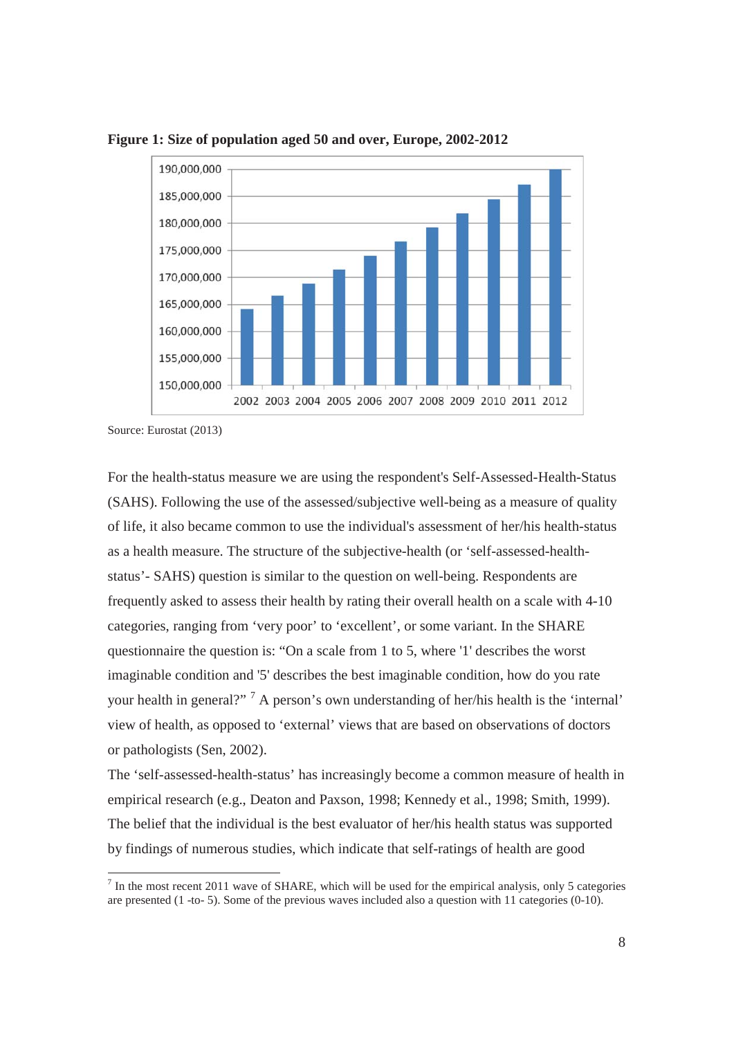**Figure 1: Size of population aged 50 and over, Europe, 2002-2012**

Source: Eurostat (2013)

For the health-status measure we are using the respondent's Self-Assessed-Health-Status (SAHS). Following the use of the assessed/subjective well-being as a measure of quality of life, it also became common to use the individual's assessment of her/his health-status as a health measure. The structure of the subjective-health (or 'self-assessed-health-status'- SAHS) question is similar to the question on well-being. Respondents are frequently asked to assess their health by rating their overall health on a scale with 4-10 categories, ranging from 'very poor' to 'excellent', or some variant. In the SHARE questionnaire the question is: "On a scale from 1 to 5, where '1' describes the worst imaginable condition and '5' describes the best imaginable condition, how do you rate your health in general?" [7] A person's own understanding of her/his health is the 'internal' view of health, as opposed to 'external' views that are based on observations of doctors or pathologists (Sen, 2002).

The 'self-assessed-health-status' has increasingly become a common measure of health in empirical research (e.g., Deaton and Paxson, 1998; Kennedy et al., 1998; Smith, 1999). The belief that the individual is the best evaluator of her/his health status was supported by findings of numerous studies, which indicate that self-ratings of health are good

[7] In the most recent 2011 wave of SHARE, which will be used for the empirical analysis, only 5 categories are presented (1 -to- 5). Some of the previous waves included also a question with 11 categories (0-10).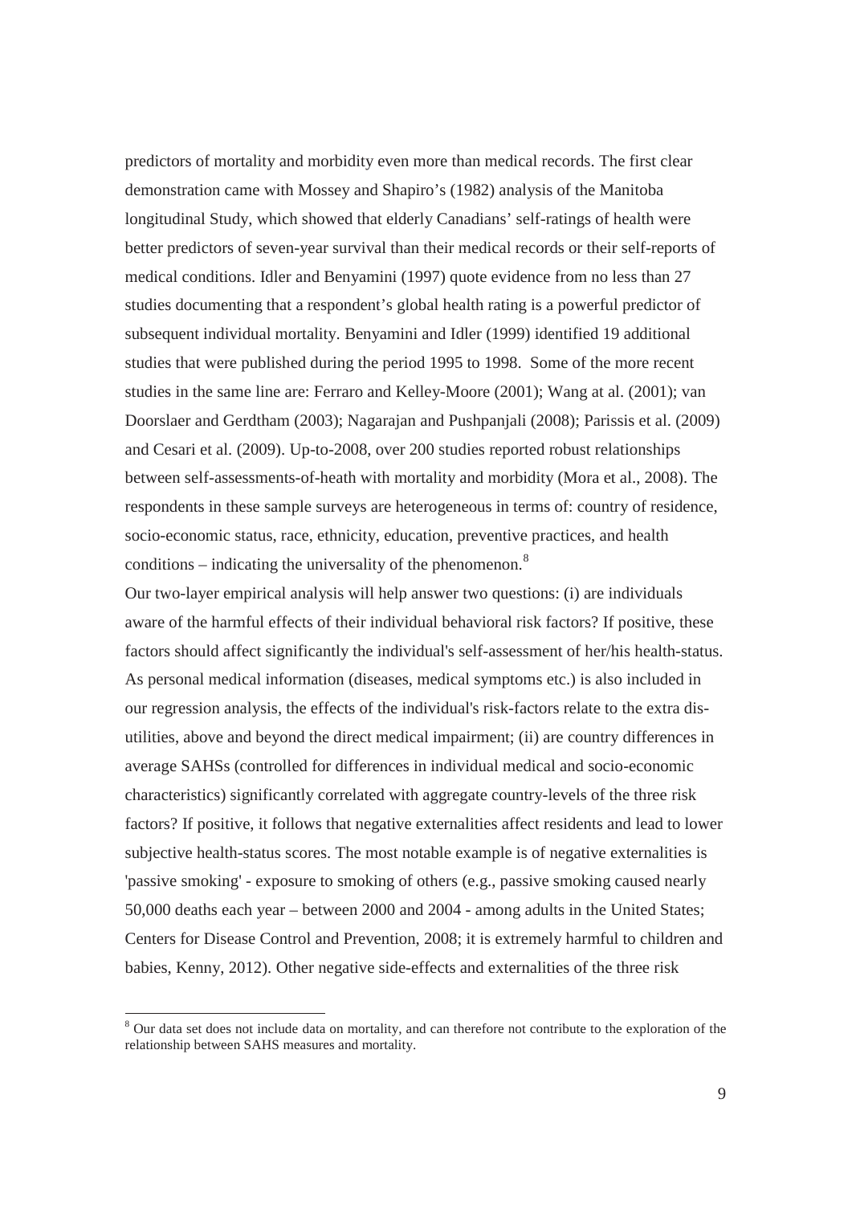predictors of mortality and morbidity even more than medical records. The first clear demonstration came with Mossey and Shapiro's (1982) analysis of the Manitoba longitudinal Study, which showed that elderly Canadians' self-ratings of health were better predictors of seven-year survival than their medical records or their self-reports of medical conditions. Idler and Benyamini (1997) quote evidence from no less than 27 studies documenting that a respondent's global health rating is a powerful predictor of subsequent individual mortality. Benyamini and Idler (1999) identified 19 additional studies that were published during the period 1995 to 1998. Some of the more recent studies in the same line are: Ferraro and Kelley-Moore (2001); Wang at al. (2001); van Doorslaer and Gerdtham (2003); Nagarajan and Pushpanjali (2008); Parissis et al. (2009) and Cesari et al. (2009). Up-to-2008, over 200 studies reported robust relationships between self-assessments-of-heath with mortality and morbidity (Mora et al., 2008). The respondents in these sample surveys are heterogeneous in terms of: country of residence, socio-economic status, race, ethnicity, education, preventive practices, and health conditions – indicating the universality of the phenomenon.[8]

Our two-layer empirical analysis will help answer two questions: (i) are individuals aware of the harmful effects of their individual behavioral risk factors? If positive, these factors should affect significantly the individual's self-assessment of her/his health-status. As personal medical information (diseases, medical symptoms etc.) is also included in our regression analysis, the effects of the individual's risk-factors relate to the extra dis-utilities, above and beyond the direct medical impairment; (ii) are country differences in average SAHSs (controlled for differences in individual medical and socio-economic characteristics) significantly correlated with aggregate country-levels of the three risk factors? If positive, it follows that negative externalities affect residents and lead to lower subjective health-status scores. The most notable example is of negative externalities is 'passive smoking' - exposure to smoking of others (e.g., passive smoking caused nearly 50,000 deaths each year – between 2000 and 2004 - among adults in the United States; Centers for Disease Control and Prevention, 2008; it is extremely harmful to children and babies, Kenny, 2012). Other negative side-effects and externalities of the three risk

[8] Our data set does not include data on mortality, and can therefore not contribute to the exploration of the relationship between SAHS measures and mortality.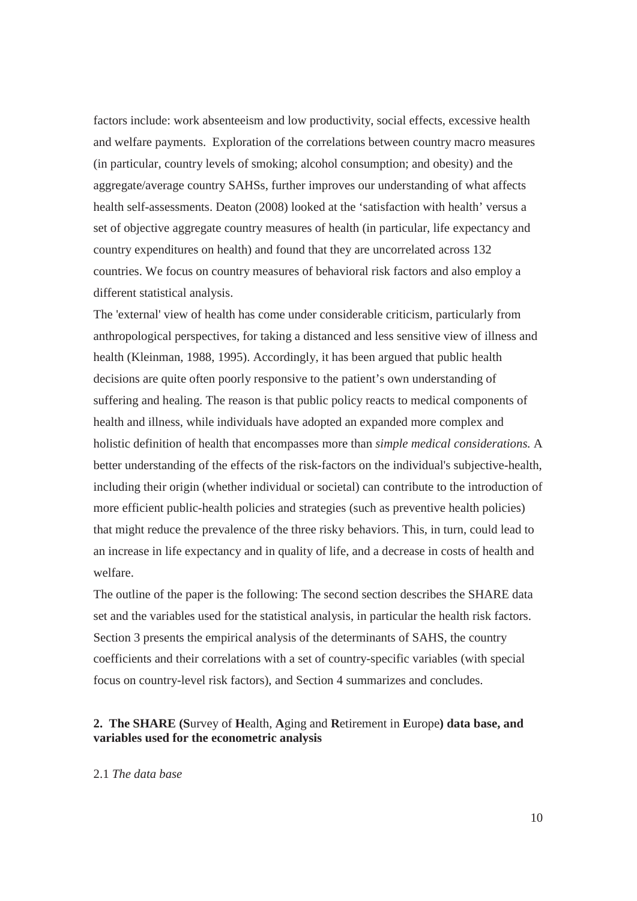factors include: work absenteeism and low productivity, social effects, excessive health and welfare payments. Exploration of the correlations between country macro measures (in particular, country levels of smoking; alcohol consumption; and obesity) and the aggregate/average country SAHSs, further improves our understanding of what affects health self-assessments. Deaton (2008) looked at the 'satisfaction with health' versus a set of objective aggregate country measures of health (in particular, life expectancy and country expenditures on health) and found that they are uncorrelated across 132 countries. We focus on country measures of behavioral risk factors and also employ a different statistical analysis.

The 'external' view of health has come under considerable criticism, particularly from anthropological perspectives, for taking a distanced and less sensitive view of illness and health (Kleinman, 1988, 1995). Accordingly, it has been argued that public health decisions are quite often poorly responsive to the patient's own understanding of suffering and healing. The reason is that public policy reacts to medical components of health and illness, while individuals have adopted an expanded more complex and holistic definition of health that encompasses more than *simple medical considerations.* A better understanding of the effects of the risk-factors on the individual's subjective-health, including their origin (whether individual or societal) can contribute to the introduction of more efficient public-health policies and strategies (such as preventive health policies) that might reduce the prevalence of the three risky behaviors. This, in turn, could lead to an increase in life expectancy and in quality of life, and a decrease in costs of health and welfare.

The outline of the paper is the following: The second section describes the SHARE data set and the variables used for the statistical analysis, in particular the health risk factors. Section 3 presents the empirical analysis of the determinants of SAHS, the country coefficients and their correlations with a set of country-specific variables (with special focus on country-level risk factors), and Section 4 summarizes and concludes.

## 2. The SHARE (Survey of Health, Aging and Retirement in Europe) data base, and variables used for the econometric analysis

2.1 *The data base*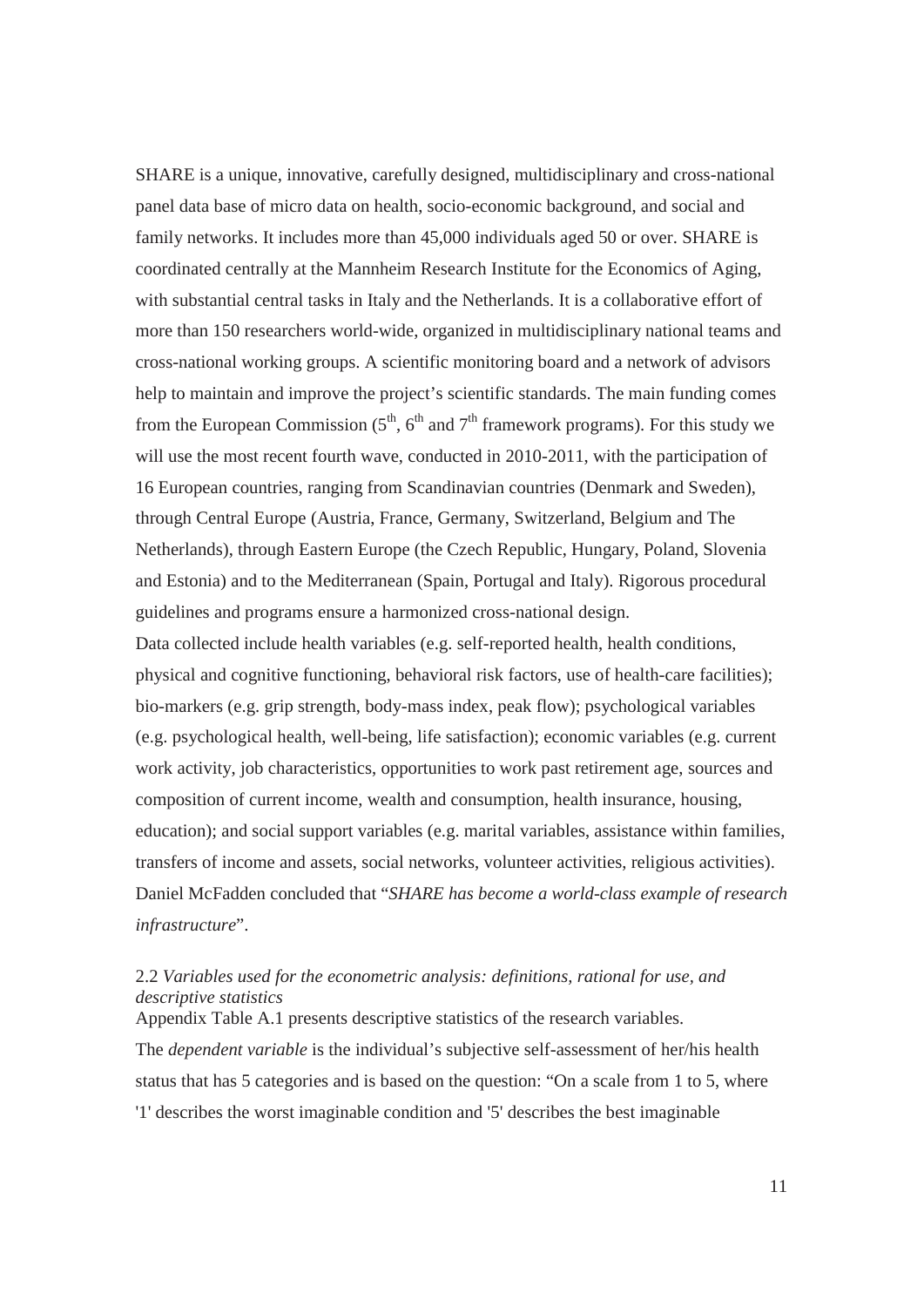SHARE is a unique, innovative, carefully designed, multidisciplinary and cross-national panel data base of micro data on health, socio-economic background, and social and family networks. It includes more than 45,000 individuals aged 50 or over. SHARE is coordinated centrally at the Mannheim Research Institute for the Economics of Aging, with substantial central tasks in Italy and the Netherlands. It is a collaborative effort of more than 150 researchers world-wide, organized in multidisciplinary national teams and cross-national working groups. A scientific monitoring board and a network of advisors help to maintain and improve the project's scientific standards. The main funding comes from the European Commission ($5^{th}$, $6^{th}$ and $7^{th}$ framework programs). For this study we will use the most recent fourth wave, conducted in 2010-2011, with the participation of 16 European countries, ranging from Scandinavian countries (Denmark and Sweden), through Central Europe (Austria, France, Germany, Switzerland, Belgium and The Netherlands), through Eastern Europe (the Czech Republic, Hungary, Poland, Slovenia and Estonia) and to the Mediterranean (Spain, Portugal and Italy). Rigorous procedural guidelines and programs ensure a harmonized cross-national design.

Data collected include health variables (e.g. self-reported health, health conditions, physical and cognitive functioning, behavioral risk factors, use of health-care facilities); bio-markers (e.g. grip strength, body-mass index, peak flow); psychological variables (e.g. psychological health, well-being, life satisfaction); economic variables (e.g. current work activity, job characteristics, opportunities to work past retirement age, sources and composition of current income, wealth and consumption, health insurance, housing, education); and social support variables (e.g. marital variables, assistance within families, transfers of income and assets, social networks, volunteer activities, religious activities). Daniel McFadden concluded that "*SHARE has become a world-class example of research infrastructure*".

### 2.2 *Variables used for the econometric analysis: definitions, rational for use, and descriptive statistics*

Appendix Table A.1 presents descriptive statistics of the research variables.

The *dependent variable* is the individual's subjective self-assessment of her/his health status that has 5 categories and is based on the question: "On a scale from 1 to 5, where '1' describes the worst imaginable condition and '5' describes the best imaginable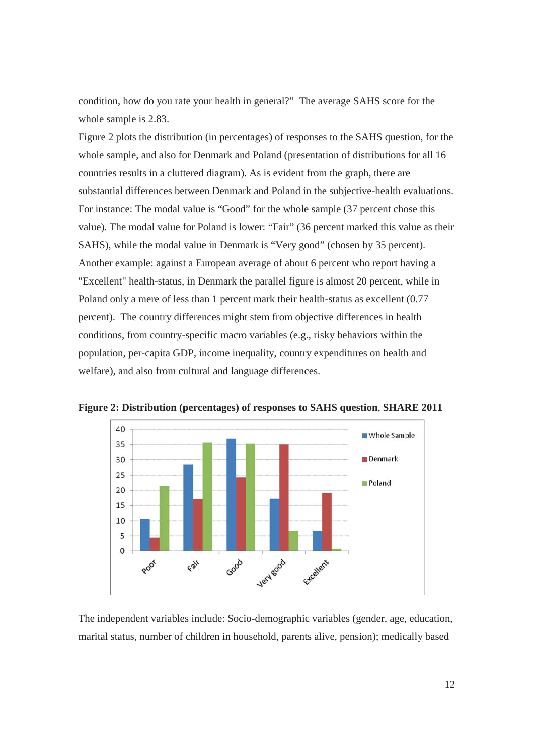condition, how do you rate your health in general?" The average SAHS score for the whole sample is 2.83.

Figure 2 plots the distribution (in percentages) of responses to the SAHS question, for the whole sample, and also for Denmark and Poland (presentation of distributions for all 16 countries results in a cluttered diagram). As is evident from the graph, there are substantial differences between Denmark and Poland in the subjective-health evaluations. For instance: The modal value is "Good" for the whole sample (37 percent chose this value). The modal value for Poland is lower: "Fair" (36 percent marked this value as their SAHS), while the modal value in Denmark is "Very good" (chosen by 35 percent). Another example: against a European average of about 6 percent who report having a "Excellent" health-status, in Denmark the parallel figure is almost 20 percent, while in Poland only a mere of less than 1 percent mark their health-status as excellent (0.77 percent). The country differences might stem from objective differences in health conditions, from country-specific macro variables (e.g., risky behaviors within the population, per-capita GDP, income inequality, country expenditures on health and welfare), and also from cultural and language differences.

**Figure 2: Distribution (percentages) of responses to SAHS question**, **SHARE 2011**

The independent variables include: Socio-demographic variables (gender, age, education, marital status, number of children in household, parents alive, pension); medically based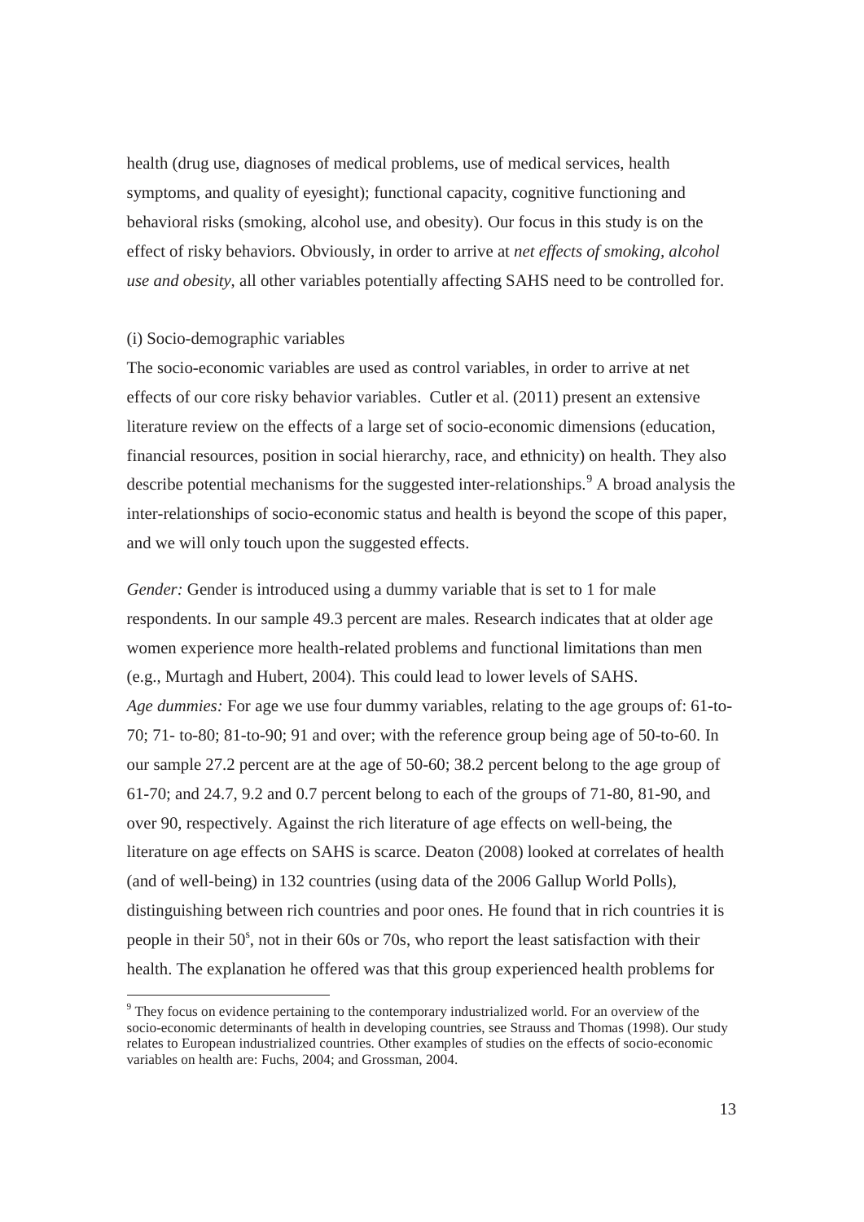health (drug use, diagnoses of medical problems, use of medical services, health symptoms, and quality of eyesight); functional capacity, cognitive functioning and behavioral risks (smoking, alcohol use, and obesity). Our focus in this study is on the effect of risky behaviors. Obviously, in order to arrive at *net effects of smoking, alcohol use and obesity*, all other variables potentially affecting SAHS need to be controlled for.

(i) Socio-demographic variables

The socio-economic variables are used as control variables, in order to arrive at net effects of our core risky behavior variables. Cutler et al. (2011) present an extensive literature review on the effects of a large set of socio-economic dimensions (education, financial resources, position in social hierarchy, race, and ethnicity) on health. They also describe potential mechanisms for the suggested inter-relationships.[9] A broad analysis the inter-relationships of socio-economic status and health is beyond the scope of this paper, and we will only touch upon the suggested effects.

*Gender:* Gender is introduced using a dummy variable that is set to 1 for male respondents. In our sample 49.3 percent are males. Research indicates that at older age women experience more health-related problems and functional limitations than men (e.g., Murtagh and Hubert, 2004). This could lead to lower levels of SAHS.

*Age dummies:* For age we use four dummy variables, relating to the age groups of: 61-to-70; 71- to-80; 81-to-90; 91 and over; with the reference group being age of 50-to-60. In our sample 27.2 percent are at the age of 50-60; 38.2 percent belong to the age group of 61-70; and 24.7, 9.2 and 0.7 percent belong to each of the groups of 71-80, 81-90, and over 90, respectively. Against the rich literature of age effects on well-being, the literature on age effects on SAHS is scarce. Deaton (2008) looked at correlates of health (and of well-being) in 132 countries (using data of the 2006 Gallup World Polls), distinguishing between rich countries and poor ones. He found that in rich countries it is people in their 50's, not in their 60s or 70s, who report the least satisfaction with their health. The explanation he offered was that this group experienced health problems for

[9] They focus on evidence pertaining to the contemporary industrialized world. For an overview of the socio-economic determinants of health in developing countries, see Strauss and Thomas (1998). Our study relates to European industrialized countries. Other examples of studies on the effects of socio-economic variables on health are: Fuchs, 2004; and Grossman, 2004.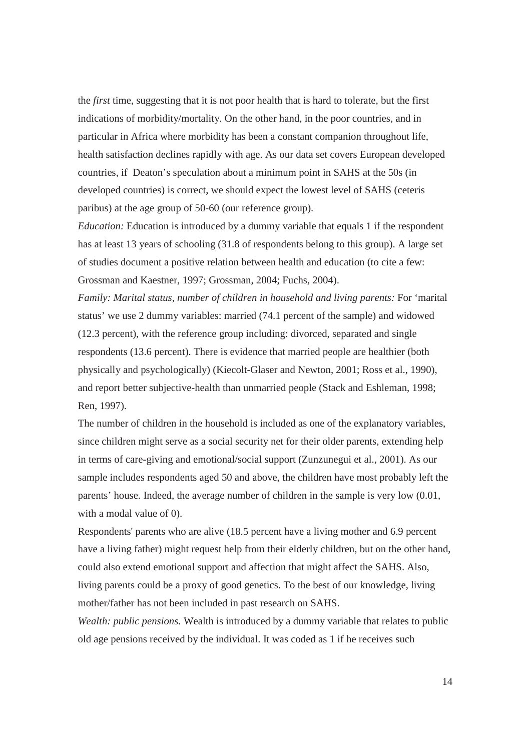the *first* time, suggesting that it is not poor health that is hard to tolerate, but the first indications of morbidity/mortality. On the other hand, in the poor countries, and in particular in Africa where morbidity has been a constant companion throughout life, health satisfaction declines rapidly with age. As our data set covers European developed countries, if Deaton's speculation about a minimum point in SAHS at the 50s (in developed countries) is correct, we should expect the lowest level of SAHS (ceteris paribus) at the age group of 50-60 (our reference group).

*Education:* Education is introduced by a dummy variable that equals 1 if the respondent has at least 13 years of schooling (31.8 of respondents belong to this group). A large set of studies document a positive relation between health and education (to cite a few: Grossman and Kaestner, 1997; Grossman, 2004; Fuchs, 2004).

*Family: Marital status, number of children in household and living parents:* For 'marital status' we use 2 dummy variables: married (74.1 percent of the sample) and widowed (12.3 percent), with the reference group including: divorced, separated and single respondents (13.6 percent). There is evidence that married people are healthier (both physically and psychologically) (Kiecolt-Glaser and Newton, 2001; Ross et al., 1990), and report better subjective-health than unmarried people (Stack and Eshleman, 1998; Ren, 1997).

The number of children in the household is included as one of the explanatory variables, since children might serve as a social security net for their older parents, extending help in terms of care-giving and emotional/social support (Zunzunegui et al., 2001). As our sample includes respondents aged 50 and above, the children have most probably left the parents' house. Indeed, the average number of children in the sample is very low (0.01, with a modal value of 0).

Respondents' parents who are alive (18.5 percent have a living mother and 6.9 percent have a living father) might request help from their elderly children, but on the other hand, could also extend emotional support and affection that might affect the SAHS. Also, living parents could be a proxy of good genetics. To the best of our knowledge, living mother/father has not been included in past research on SAHS.

*Wealth: public pensions.* Wealth is introduced by a dummy variable that relates to public old age pensions received by the individual. It was coded as 1 if he receives such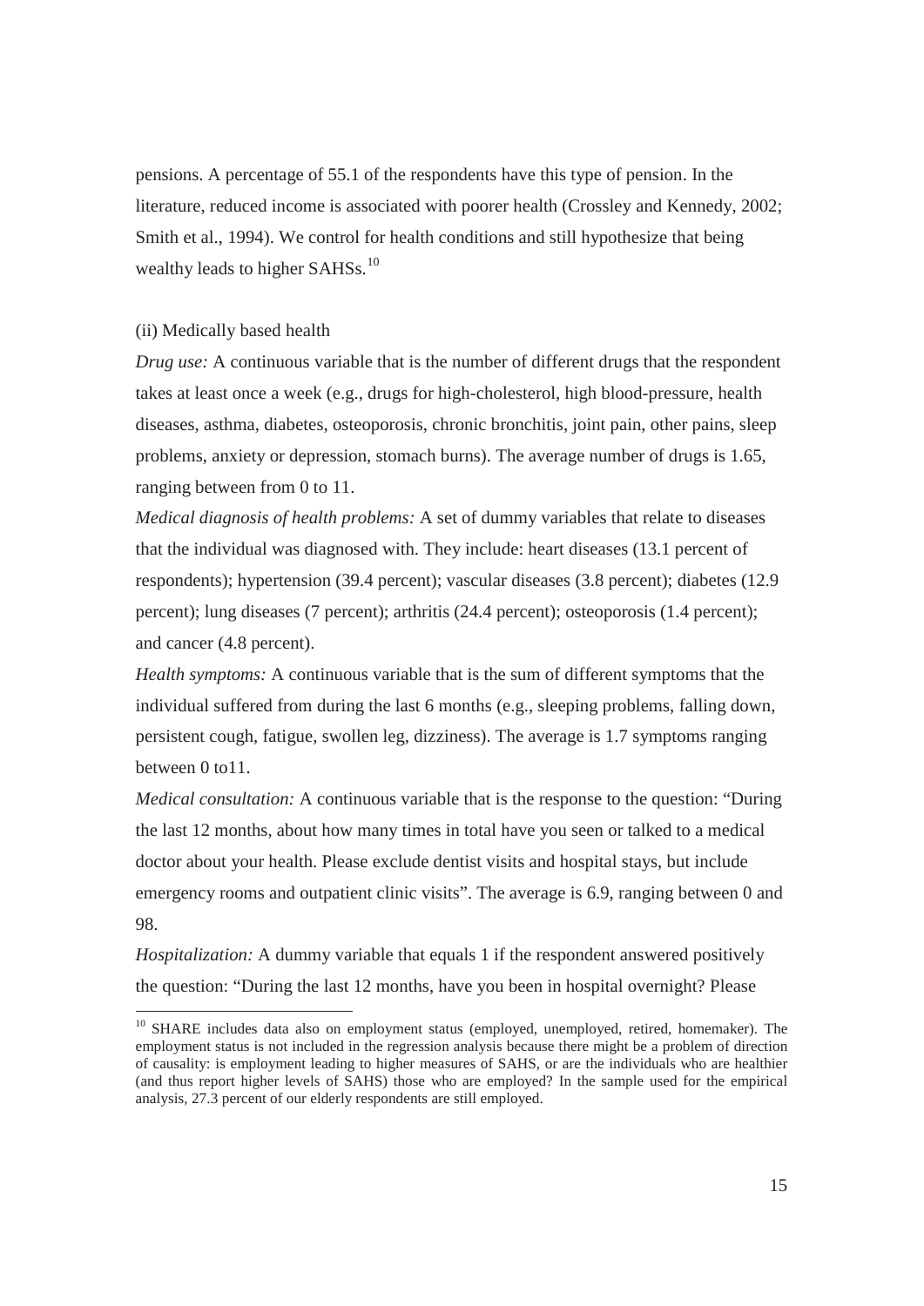pensions. A percentage of 55.1 of the respondents have this type of pension. In the literature, reduced income is associated with poorer health (Crossley and Kennedy, 2002; Smith et al., 1994). We control for health conditions and still hypothesize that being wealthy leads to higher SAHSs.[10]

(ii) Medically based health

*Drug use:* A continuous variable that is the number of different drugs that the respondent takes at least once a week (e.g., drugs for high-cholesterol, high blood-pressure, health diseases, asthma, diabetes, osteoporosis, chronic bronchitis, joint pain, other pains, sleep problems, anxiety or depression, stomach burns). The average number of drugs is 1.65, ranging between from 0 to 11.

*Medical diagnosis of health problems:* A set of dummy variables that relate to diseases that the individual was diagnosed with. They include: heart diseases (13.1 percent of respondents); hypertension (39.4 percent); vascular diseases (3.8 percent); diabetes (12.9 percent); lung diseases (7 percent); arthritis (24.4 percent); osteoporosis (1.4 percent); and cancer (4.8 percent).

*Health symptoms:* A continuous variable that is the sum of different symptoms that the individual suffered from during the last 6 months (e.g., sleeping problems, falling down, persistent cough, fatigue, swollen leg, dizziness). The average is 1.7 symptoms ranging between 0 to11.

*Medical consultation:* A continuous variable that is the response to the question: "During the last 12 months, about how many times in total have you seen or talked to a medical doctor about your health. Please exclude dentist visits and hospital stays, but include emergency rooms and outpatient clinic visits". The average is 6.9, ranging between 0 and 98.

*Hospitalization:* A dummy variable that equals 1 if the respondent answered positively the question: "During the last 12 months, have you been in hospital overnight? Please

[10] SHARE includes data also on employment status (employed, unemployed, retired, homemaker). The employment status is not included in the regression analysis because there might be a problem of direction of causality: is employment leading to higher measures of SAHS, or are the individuals who are healthier (and thus report higher levels of SAHS) those who are employed? In the sample used for the empirical analysis, 27.3 percent of our elderly respondents are still employed.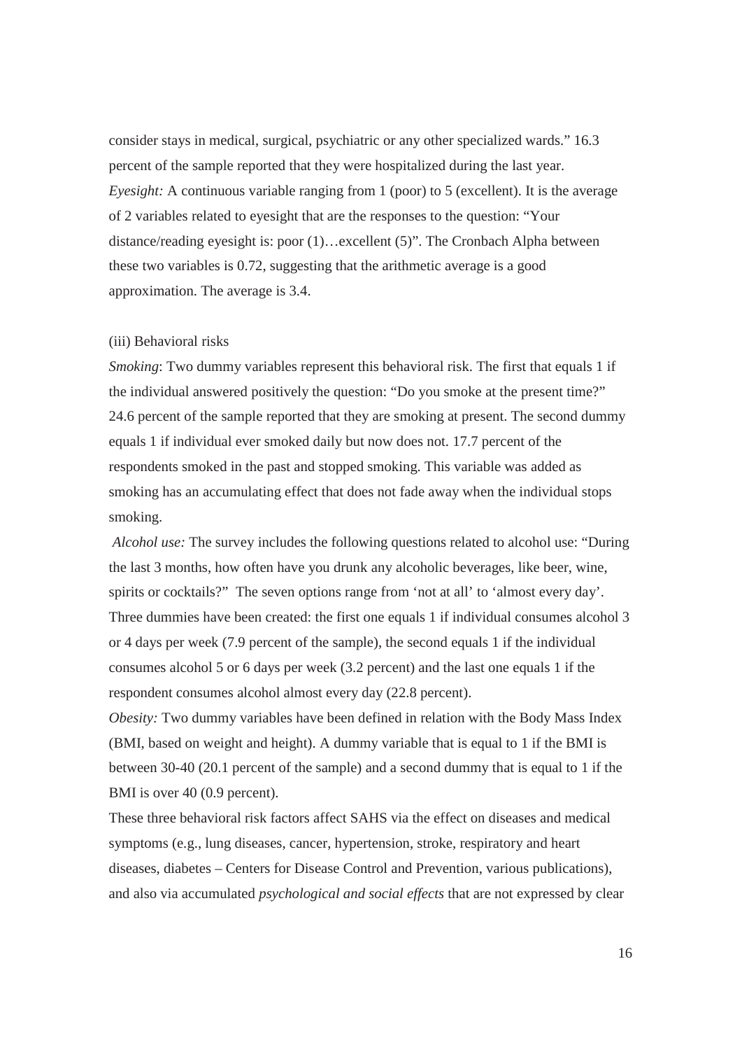consider stays in medical, surgical, psychiatric or any other specialized wards." 16.3 percent of the sample reported that they were hospitalized during the last year.

*Eyesight:* A continuous variable ranging from 1 (poor) to 5 (excellent). It is the average of 2 variables related to eyesight that are the responses to the question: "Your distance/reading eyesight is: poor (1)…excellent (5)". The Cronbach Alpha between these two variables is 0.72, suggesting that the arithmetic average is a good approximation. The average is 3.4.

(iii) Behavioral risks

*Smoking*: Two dummy variables represent this behavioral risk. The first that equals 1 if the individual answered positively the question: "Do you smoke at the present time?" 24.6 percent of the sample reported that they are smoking at present. The second dummy equals 1 if individual ever smoked daily but now does not. 17.7 percent of the respondents smoked in the past and stopped smoking. This variable was added as smoking has an accumulating effect that does not fade away when the individual stops smoking.

*Alcohol use:* The survey includes the following questions related to alcohol use: "During the last 3 months, how often have you drunk any alcoholic beverages, like beer, wine, spirits or cocktails?" The seven options range from 'not at all' to 'almost every day'. Three dummies have been created: the first one equals 1 if individual consumes alcohol 3 or 4 days per week (7.9 percent of the sample), the second equals 1 if the individual consumes alcohol 5 or 6 days per week (3.2 percent) and the last one equals 1 if the respondent consumes alcohol almost every day (22.8 percent).

*Obesity:* Two dummy variables have been defined in relation with the Body Mass Index (BMI, based on weight and height). A dummy variable that is equal to 1 if the BMI is between 30-40 (20.1 percent of the sample) and a second dummy that is equal to 1 if the BMI is over 40 (0.9 percent).

These three behavioral risk factors affect SAHS via the effect on diseases and medical symptoms (e.g., lung diseases, cancer, hypertension, stroke, respiratory and heart diseases, diabetes – Centers for Disease Control and Prevention, various publications), and also via accumulated *psychological and social effects* that are not expressed by clear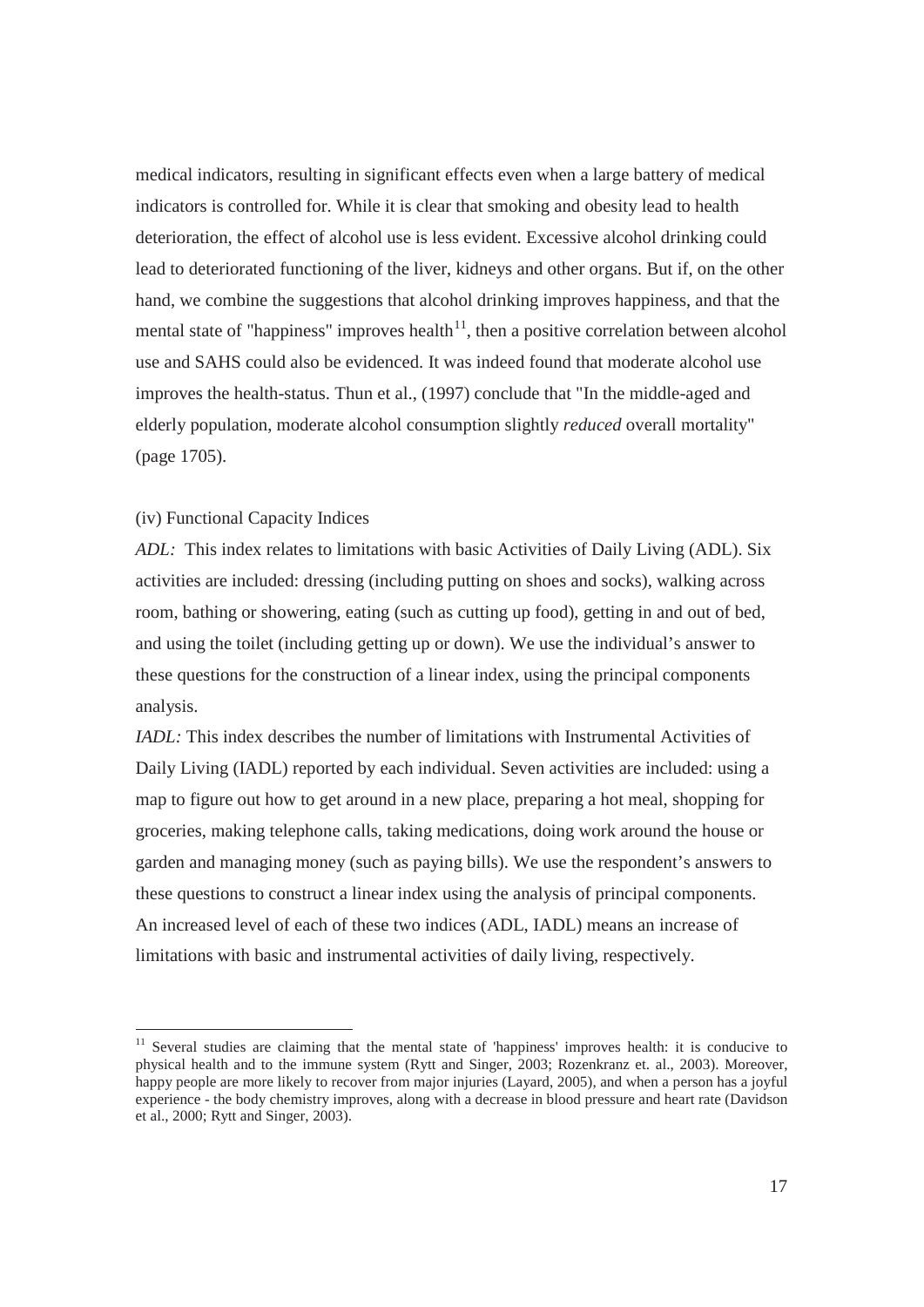medical indicators, resulting in significant effects even when a large battery of medical indicators is controlled for. While it is clear that smoking and obesity lead to health deterioration, the effect of alcohol use is less evident. Excessive alcohol drinking could lead to deteriorated functioning of the liver, kidneys and other organs. But if, on the other hand, we combine the suggestions that alcohol drinking improves happiness, and that the mental state of "happiness" improves health[11], then a positive correlation between alcohol use and SAHS could also be evidenced. It was indeed found that moderate alcohol use improves the health-status. Thun et al., (1997) conclude that "In the middle-aged and elderly population, moderate alcohol consumption slightly *reduced* overall mortality" (page 1705).

(iv) Functional Capacity Indices

*ADL:* This index relates to limitations with basic Activities of Daily Living (ADL). Six activities are included: dressing (including putting on shoes and socks), walking across room, bathing or showering, eating (such as cutting up food), getting in and out of bed, and using the toilet (including getting up or down). We use the individual's answer to these questions for the construction of a linear index, using the principal components analysis.

*IADL:* This index describes the number of limitations with Instrumental Activities of Daily Living (IADL) reported by each individual. Seven activities are included: using a map to figure out how to get around in a new place, preparing a hot meal, shopping for groceries, making telephone calls, taking medications, doing work around the house or garden and managing money (such as paying bills). We use the respondent's answers to these questions to construct a linear index using the analysis of principal components. An increased level of each of these two indices (ADL, IADL) means an increase of limitations with basic and instrumental activities of daily living, respectively.

[11] Several studies are claiming that the mental state of 'happiness' improves health: it is conducive to physical health and to the immune system (Rytt and Singer, 2003; Rozenkranz et. al., 2003). Moreover, happy people are more likely to recover from major injuries (Layard, 2005), and when a person has a joyful experience - the body chemistry improves, along with a decrease in blood pressure and heart rate (Davidson et al., 2000; Rytt and Singer, 2003).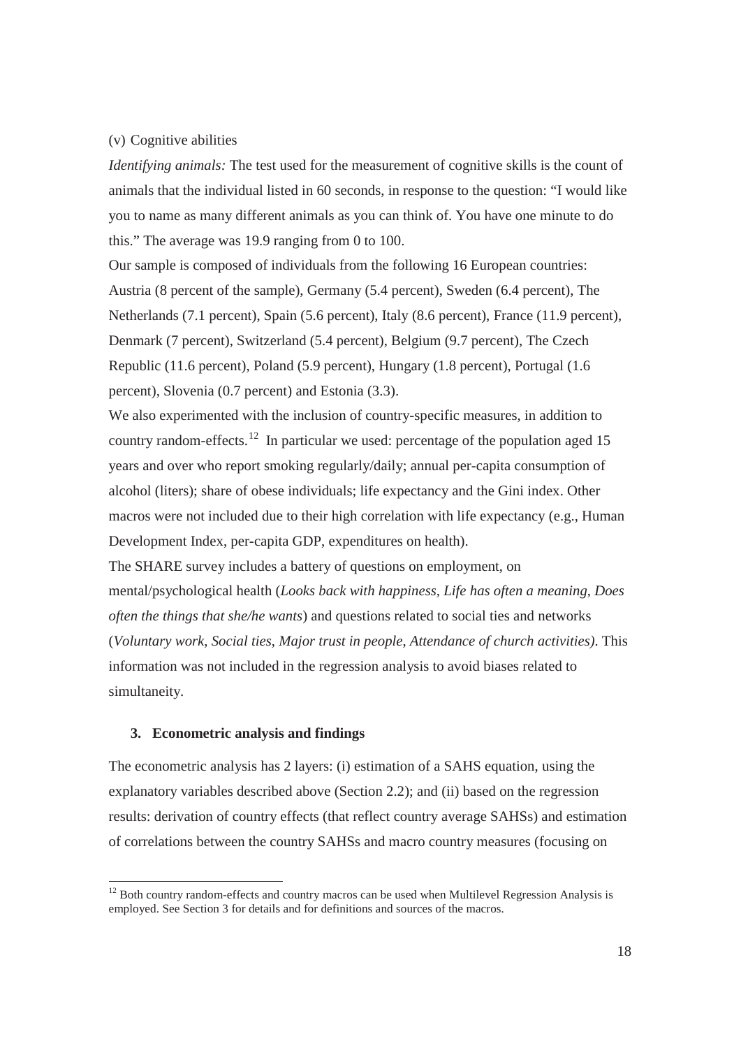(v) Cognitive abilities

*Identifying animals:* The test used for the measurement of cognitive skills is the count of animals that the individual listed in 60 seconds, in response to the question: "I would like you to name as many different animals as you can think of. You have one minute to do this." The average was 19.9 ranging from 0 to 100.

Our sample is composed of individuals from the following 16 European countries: Austria (8 percent of the sample), Germany (5.4 percent), Sweden (6.4 percent), The Netherlands (7.1 percent), Spain (5.6 percent), Italy (8.6 percent), France (11.9 percent), Denmark (7 percent), Switzerland (5.4 percent), Belgium (9.7 percent), The Czech Republic (11.6 percent), Poland (5.9 percent), Hungary (1.8 percent), Portugal (1.6 percent), Slovenia (0.7 percent) and Estonia (3.3).

We also experimented with the inclusion of country-specific measures, in addition to country random-effects.[12] In particular we used: percentage of the population aged 15 years and over who report smoking regularly/daily; annual per-capita consumption of alcohol (liters); share of obese individuals; life expectancy and the Gini index. Other macros were not included due to their high correlation with life expectancy (e.g., Human Development Index, per-capita GDP, expenditures on health).

The SHARE survey includes a battery of questions on employment, on mental/psychological health (*Looks back with happiness*, *Life has often a meaning*, *Does often the things that she/he wants*) and questions related to social ties and networks (*Voluntary work*, *Social ties*, *Major trust in people*, *Attendance of church activities)*. This information was not included in the regression analysis to avoid biases related to simultaneity.

## 3. Econometric analysis and findings

The econometric analysis has 2 layers: (i) estimation of a SAHS equation, using the explanatory variables described above (Section 2.2); and (ii) based on the regression results: derivation of country effects (that reflect country average SAHSs) and estimation of correlations between the country SAHSs and macro country measures (focusing on

[12] Both country random-effects and country macros can be used when Multilevel Regression Analysis is employed. See Section 3 for details and for definitions and sources of the macros.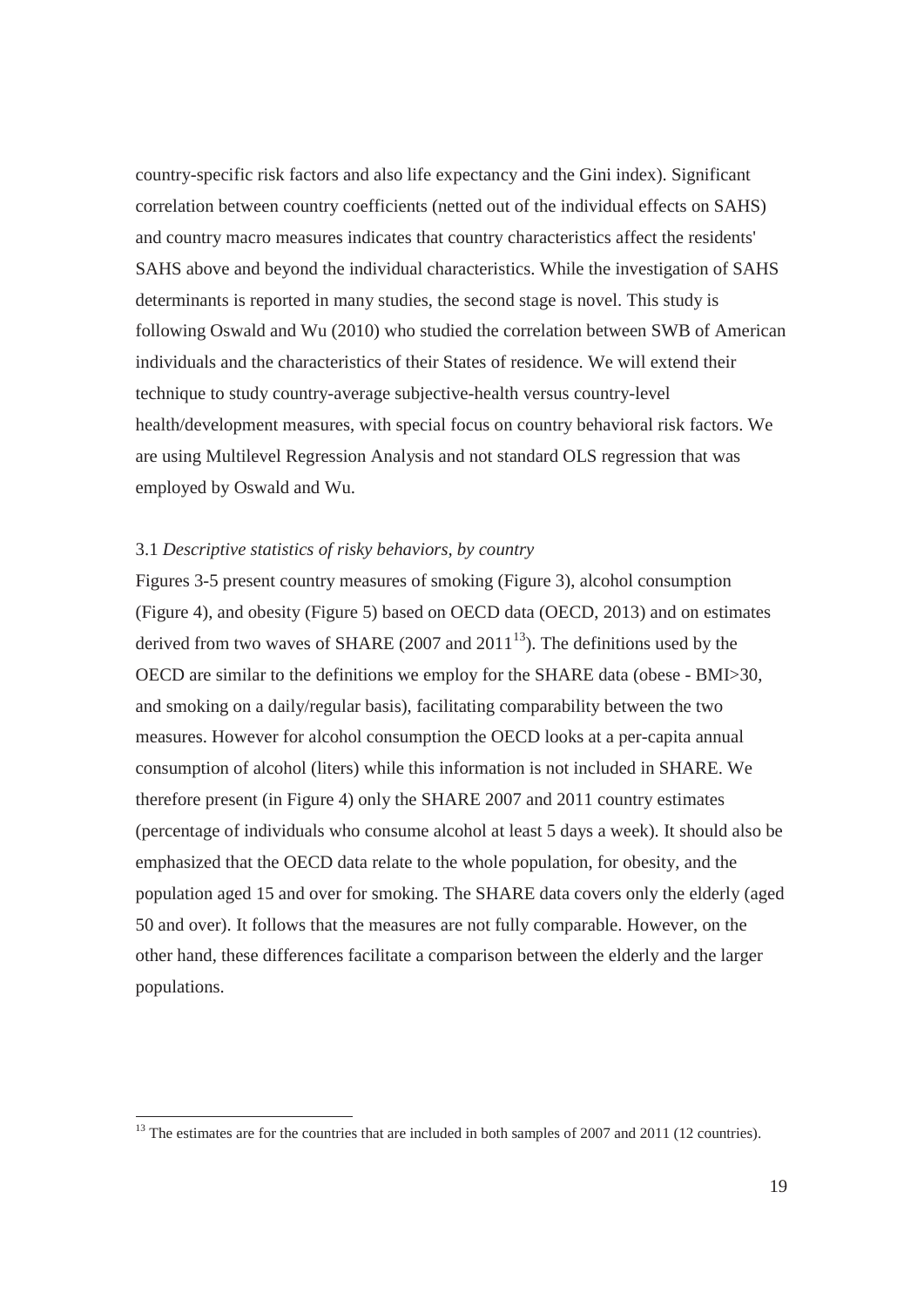country-specific risk factors and also life expectancy and the Gini index). Significant correlation between country coefficients (netted out of the individual effects on SAHS) and country macro measures indicates that country characteristics affect the residents' SAHS above and beyond the individual characteristics. While the investigation of SAHS determinants is reported in many studies, the second stage is novel. This study is following Oswald and Wu (2010) who studied the correlation between SWB of American individuals and the characteristics of their States of residence. We will extend their technique to study country-average subjective-health versus country-level health/development measures, with special focus on country behavioral risk factors. We are using Multilevel Regression Analysis and not standard OLS regression that was employed by Oswald and Wu.

### 3.1 *Descriptive statistics of risky behaviors, by country*

Figures 3-5 present country measures of smoking (Figure 3), alcohol consumption (Figure 4), and obesity (Figure 5) based on OECD data (OECD, 2013) and on estimates derived from two waves of SHARE (2007 and 2011[13]). The definitions used by the OECD are similar to the definitions we employ for the SHARE data (obese - BMI>30, and smoking on a daily/regular basis), facilitating comparability between the two measures. However for alcohol consumption the OECD looks at a per-capita annual consumption of alcohol (liters) while this information is not included in SHARE. We therefore present (in Figure 4) only the SHARE 2007 and 2011 country estimates (percentage of individuals who consume alcohol at least 5 days a week). It should also be emphasized that the OECD data relate to the whole population, for obesity, and the population aged 15 and over for smoking. The SHARE data covers only the elderly (aged 50 and over). It follows that the measures are not fully comparable. However, on the other hand, these differences facilitate a comparison between the elderly and the larger populations.

[13] The estimates are for the countries that are included in both samples of 2007 and 2011 (12 countries).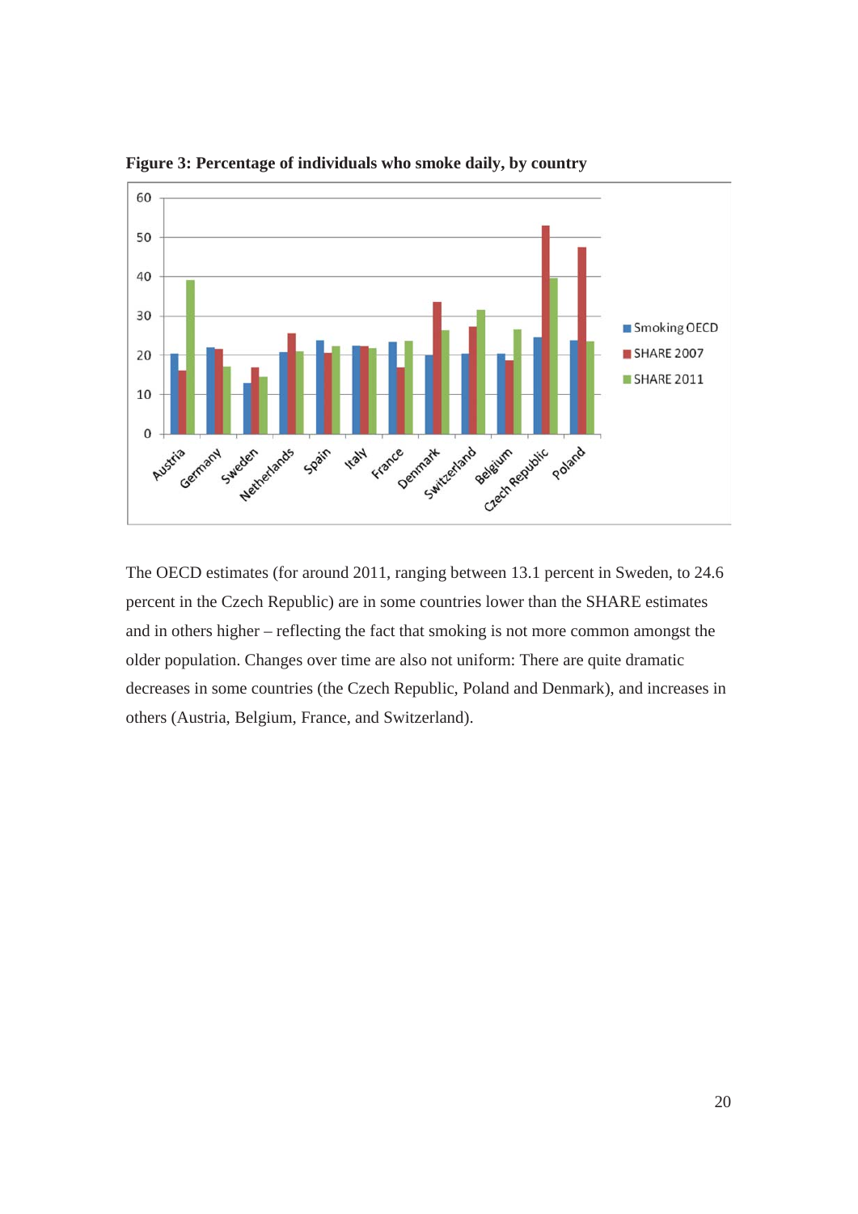**Figure 3: Percentage of individuals who smoke daily, by country**

The OECD estimates (for around 2011, ranging between 13.1 percent in Sweden, to 24.6 percent in the Czech Republic) are in some countries lower than the SHARE estimates and in others higher – reflecting the fact that smoking is not more common amongst the older population. Changes over time are also not uniform: There are quite dramatic decreases in some countries (the Czech Republic, Poland and Denmark), and increases in others (Austria, Belgium, France, and Switzerland).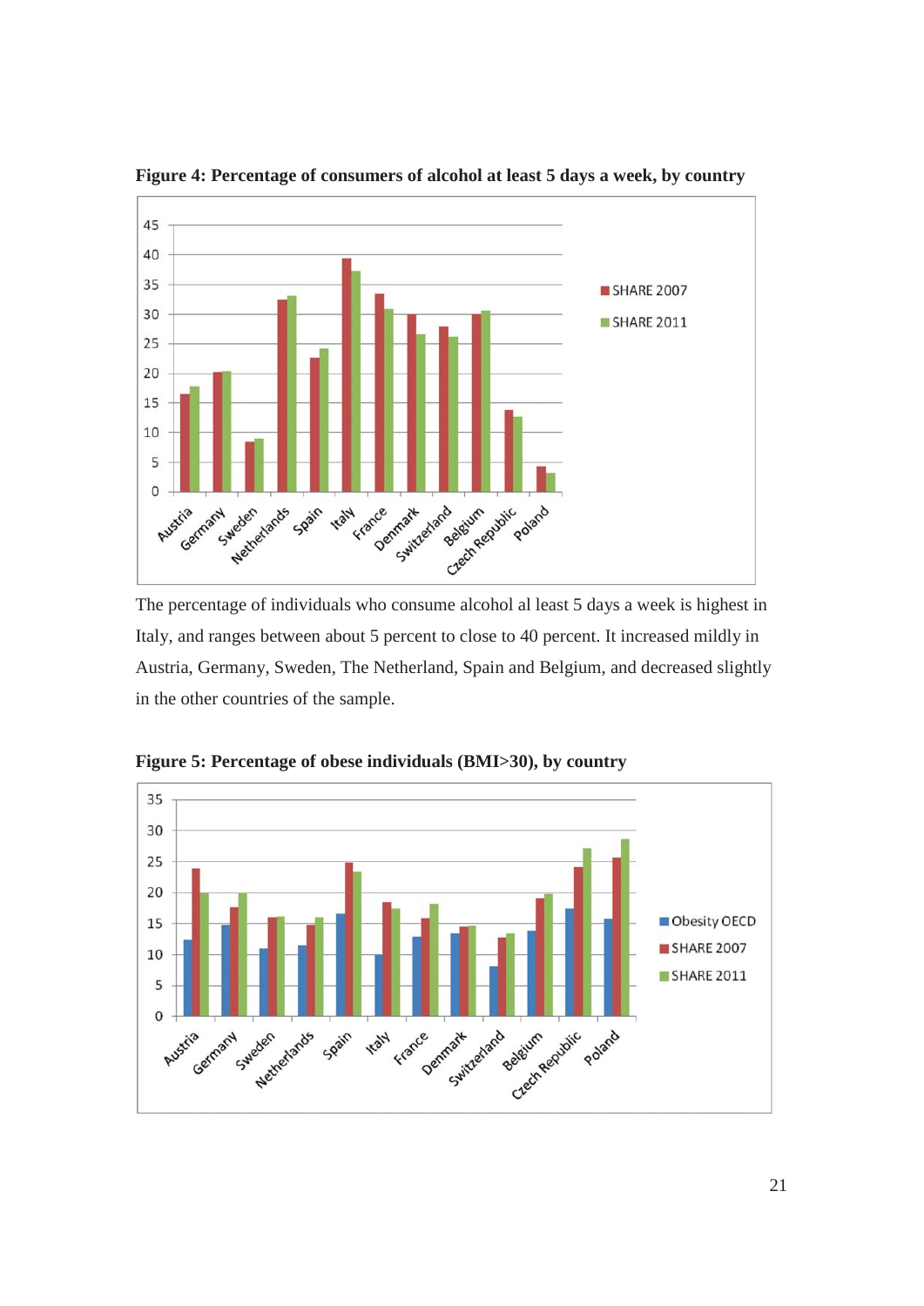**Figure 4: Percentage of consumers of alcohol at least 5 days a week, by country**

The percentage of individuals who consume alcohol al least 5 days a week is highest in Italy, and ranges between about 5 percent to close to 40 percent. It increased mildly in Austria, Germany, Sweden, The Netherland, Spain and Belgium, and decreased slightly in the other countries of the sample.

**Figure 5: Percentage of obese individuals (BMI>30), by country**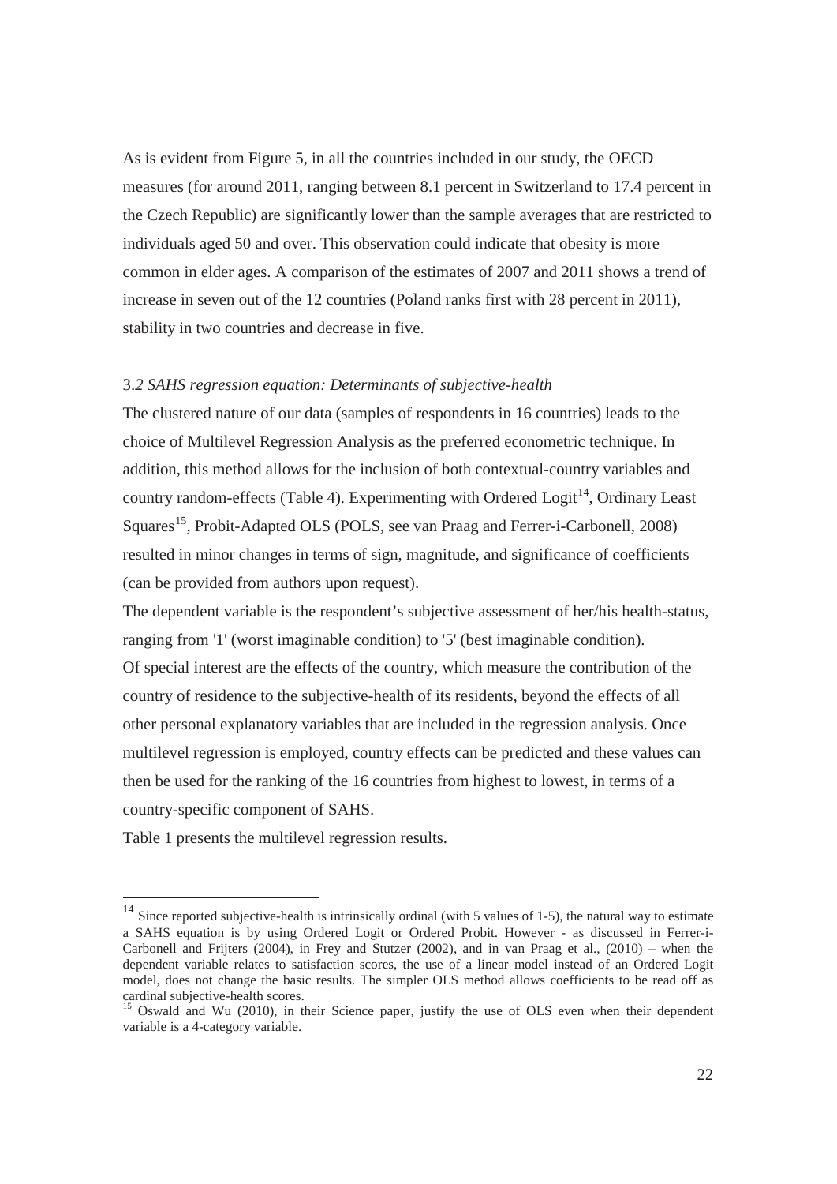As is evident from Figure 5, in all the countries included in our study, the OECD measures (for around 2011, ranging between 8.1 percent in Switzerland to 17.4 percent in the Czech Republic) are significantly lower than the sample averages that are restricted to individuals aged 50 and over. This observation could indicate that obesity is more common in elder ages. A comparison of the estimates of 2007 and 2011 shows a trend of increase in seven out of the 12 countries (Poland ranks first with 28 percent in 2011), stability in two countries and decrease in five.

### 3*.2 SAHS regression equation: Determinants of subjective-health*

The clustered nature of our data (samples of respondents in 16 countries) leads to the choice of Multilevel Regression Analysis as the preferred econometric technique. In addition, this method allows for the inclusion of both contextual-country variables and country random-effects (Table 4). Experimenting with Ordered Logit[14], Ordinary Least Squares[15], Probit-Adapted OLS (POLS, see van Praag and Ferrer-i-Carbonell, 2008) resulted in minor changes in terms of sign, magnitude, and significance of coefficients (can be provided from authors upon request).

The dependent variable is the respondent's subjective assessment of her/his health-status, ranging from '1' (worst imaginable condition) to '5' (best imaginable condition).

Of special interest are the effects of the country, which measure the contribution of the country of residence to the subjective-health of its residents, beyond the effects of all other personal explanatory variables that are included in the regression analysis. Once multilevel regression is employed, country effects can be predicted and these values can then be used for the ranking of the 16 countries from highest to lowest, in terms of a country-specific component of SAHS.

Table 1 presents the multilevel regression results.

---

[14] Since reported subjective-health is intrinsically ordinal (with 5 values of 1-5), the natural way to estimate a SAHS equation is by using Ordered Logit or Ordered Probit. However - as discussed in Ferrer-i-Carbonell and Frijters (2004), in Frey and Stutzer (2002), and in van Praag et al., (2010) – when the dependent variable relates to satisfaction scores, the use of a linear model instead of an Ordered Logit model, does not change the basic results. The simpler OLS method allows coefficients to be read off as cardinal subjective-health scores.

[15] Oswald and Wu (2010), in their Science paper, justify the use of OLS even when their dependent variable is a 4-category variable.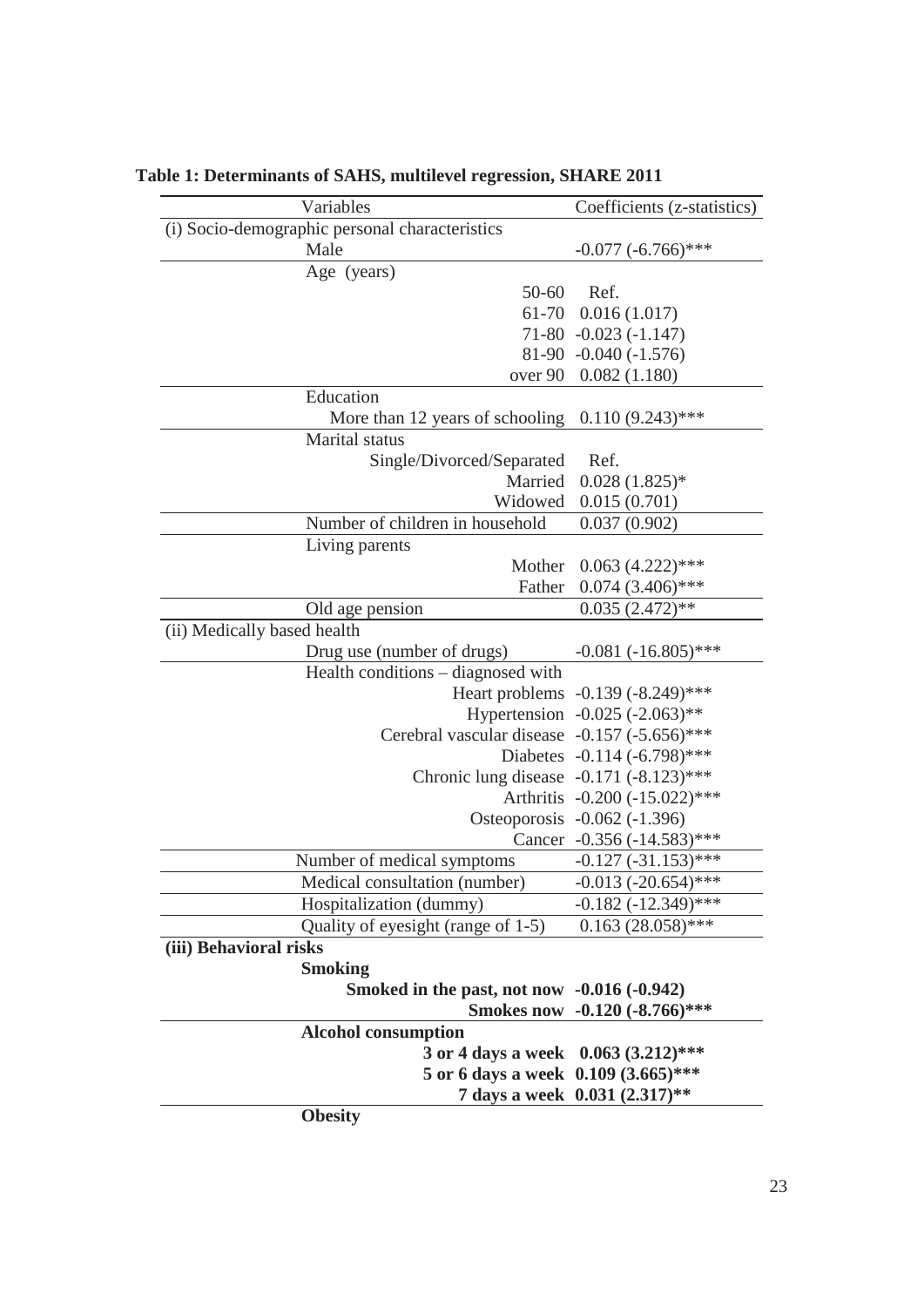**Table 1: Determinants of SAHS, multilevel regression, SHARE 2011**

| Variables | | Coefficients (z-statistics) |
|---|---|---|
| (i) Socio-demographic personal characteristics | | |
| Male | | -0.077 (-6.766)*** |
| Age (years) | | |
| | 50-60 | Ref. |
| | 61-70 | 0.016 (1.017) |
| | 71-80 | -0.023 (-1.147) |
| | 81-90 | -0.040 (-1.576) |
| | over 90 | 0.082 (1.180) |
| Education | | |
| | More than 12 years of schooling | 0.110 (9.243)*** |
| Marital status | | |
| | Single/Divorced/Separated | Ref. |
| | Married | 0.028 (1.825)* |
| | Widowed | 0.015 (0.701) |
| Number of children in household | | 0.037 (0.902) |
| Living parents | | |
| | Mother | 0.063 (4.222)*** |
| | Father | 0.074 (3.406)*** |
| Old age pension | | 0.035 (2.472)** |
| (ii) Medically based health | | |
| Drug use (number of drugs) | | -0.081 (-16.805)*** |
| Health conditions – diagnosed with | | |
| | Heart problems | -0.139 (-8.249)*** |
| | Hypertension | -0.025 (-2.063)** |
| | Cerebral vascular disease | -0.157 (-5.656)*** |
| | Diabetes | -0.114 (-6.798)*** |
| | Chronic lung disease | -0.171 (-8.123)*** |
| | Arthritis | -0.200 (-15.022)*** |
| | Osteoporosis | -0.062 (-1.396) |
| | Cancer | -0.356 (-14.583)*** |
| Number of medical symptoms | | -0.127 (-31.153)*** |
| Medical consultation (number) | | -0.013 (-20.654)*** |
| Hospitalization (dummy) | | -0.182 (-12.349)*** |
| Quality of eyesight (range of 1-5) | | 0.163 (28.058)*** |
| **(iii) Behavioral risks** | | |
| **Smoking** | | |
| | **Smoked in the past, not now** | **-0.016 (-0.942)** |
| | **Smokes now** | **-0.120 (-8.766)*****|
| **Alcohol consumption** | | |
| | **3 or 4 days a week** | **0.063 (3.212)***** |
| | **5 or 6 days a week** | **0.109 (3.665)***** |
| | **7 days a week** | **0.031 (2.317)**** |
| **Obesity** | | |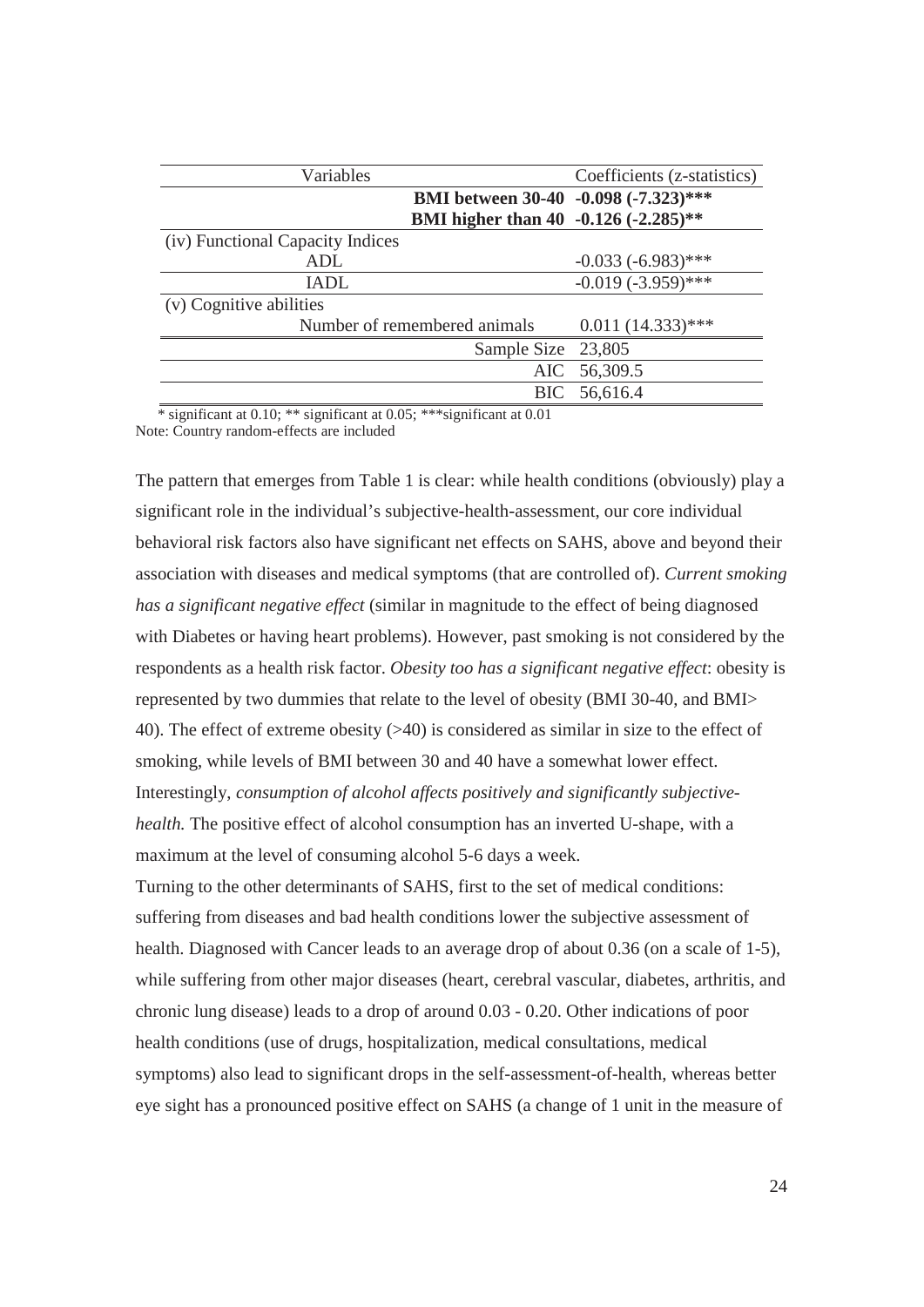| Variables | Coefficients (z-statistics) |
|---|---|
| **BMI between 30-40** | **-0.098 (-7.323)\*\*\*** |
| **BMI higher than 40** | **-0.126 (-2.285)\*\*** |
| (iv) Functional Capacity Indices | |
| ADL | -0.033 (-6.983)*** |
| IADL | -0.019 (-3.959)*** |
| (v) Cognitive abilities | |
| Number of remembered animals | 0.011 (14.333)*** |
| Sample Size | 23,805 |
| AIC | 56,309.5 |
| BIC | 56,616.4 |

\* significant at 0.10; ** significant at 0.05; ***significant at 0.01

Note: Country random-effects are included

The pattern that emerges from Table 1 is clear: while health conditions (obviously) play a significant role in the individual's subjective-health-assessment, our core individual behavioral risk factors also have significant net effects on SAHS, above and beyond their association with diseases and medical symptoms (that are controlled of). *Current smoking has a significant negative effect* (similar in magnitude to the effect of being diagnosed with Diabetes or having heart problems). However, past smoking is not considered by the respondents as a health risk factor. *Obesity too has a significant negative effect*: obesity is represented by two dummies that relate to the level of obesity (BMI 30-40, and BMI> 40). The effect of extreme obesity (>40) is considered as similar in size to the effect of smoking, while levels of BMI between 30 and 40 have a somewhat lower effect. Interestingly, *consumption of alcohol affects positively and significantly subjective-health.* The positive effect of alcohol consumption has an inverted U-shape, with a maximum at the level of consuming alcohol 5-6 days a week.

Turning to the other determinants of SAHS, first to the set of medical conditions: suffering from diseases and bad health conditions lower the subjective assessment of health. Diagnosed with Cancer leads to an average drop of about 0.36 (on a scale of 1-5), while suffering from other major diseases (heart, cerebral vascular, diabetes, arthritis, and chronic lung disease) leads to a drop of around 0.03 - 0.20. Other indications of poor health conditions (use of drugs, hospitalization, medical consultations, medical symptoms) also lead to significant drops in the self-assessment-of-health, whereas better eye sight has a pronounced positive effect on SAHS (a change of 1 unit in the measure of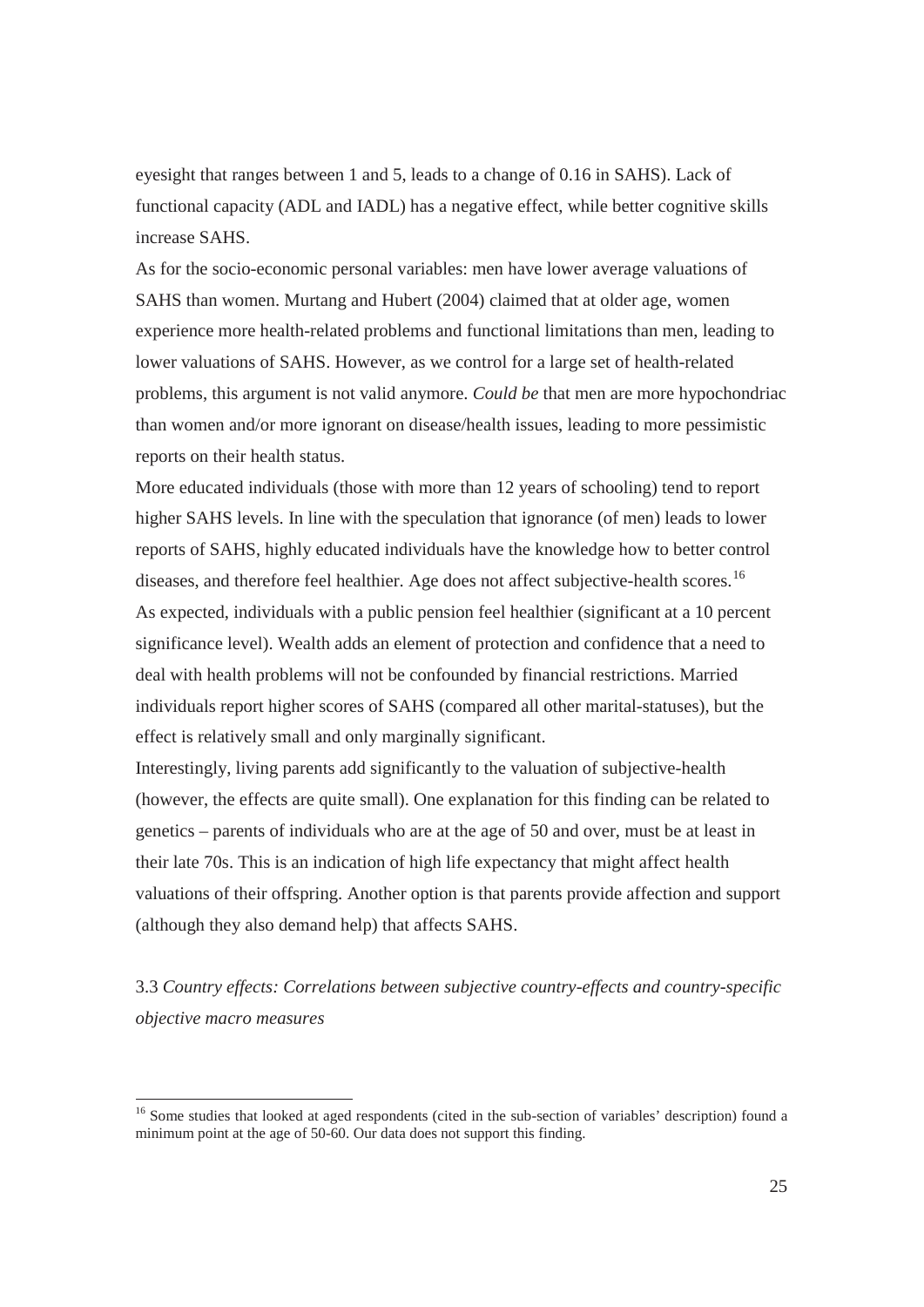eyesight that ranges between 1 and 5, leads to a change of 0.16 in SAHS). Lack of functional capacity (ADL and IADL) has a negative effect, while better cognitive skills increase SAHS.

As for the socio-economic personal variables: men have lower average valuations of SAHS than women. Murtang and Hubert (2004) claimed that at older age, women experience more health-related problems and functional limitations than men, leading to lower valuations of SAHS. However, as we control for a large set of health-related problems, this argument is not valid anymore. *Could be* that men are more hypochondriac than women and/or more ignorant on disease/health issues, leading to more pessimistic reports on their health status.

More educated individuals (those with more than 12 years of schooling) tend to report higher SAHS levels. In line with the speculation that ignorance (of men) leads to lower reports of SAHS, highly educated individuals have the knowledge how to better control diseases, and therefore feel healthier. Age does not affect subjective-health scores.[16]

As expected, individuals with a public pension feel healthier (significant at a 10 percent significance level). Wealth adds an element of protection and confidence that a need to deal with health problems will not be confounded by financial restrictions. Married individuals report higher scores of SAHS (compared all other marital-statuses), but the effect is relatively small and only marginally significant.

Interestingly, living parents add significantly to the valuation of subjective-health (however, the effects are quite small). One explanation for this finding can be related to genetics – parents of individuals who are at the age of 50 and over, must be at least in their late 70s. This is an indication of high life expectancy that might affect health valuations of their offspring. Another option is that parents provide affection and support (although they also demand help) that affects SAHS.

### 3.3 *Country effects: Correlations between subjective country-effects and country-specific objective macro measures*

[16] Some studies that looked at aged respondents (cited in the sub-section of variables' description) found a minimum point at the age of 50-60. Our data does not support this finding.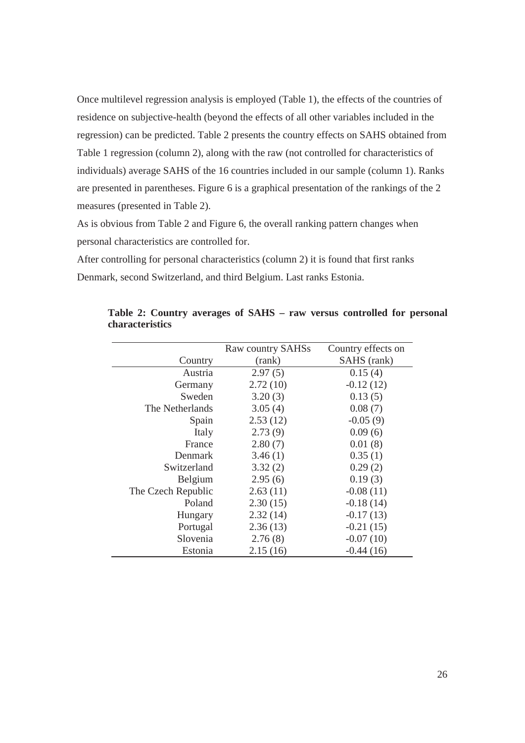Once multilevel regression analysis is employed (Table 1), the effects of the countries of residence on subjective-health (beyond the effects of all other variables included in the regression) can be predicted. Table 2 presents the country effects on SAHS obtained from Table 1 regression (column 2), along with the raw (not controlled for characteristics of individuals) average SAHS of the 16 countries included in our sample (column 1). Ranks are presented in parentheses. Figure 6 is a graphical presentation of the rankings of the 2 measures (presented in Table 2).

As is obvious from Table 2 and Figure 6, the overall ranking pattern changes when personal characteristics are controlled for.

After controlling for personal characteristics (column 2) it is found that first ranks Denmark, second Switzerland, and third Belgium. Last ranks Estonia.

**Table 2: Country averages of SAHS – raw versus controlled for personal characteristics**

| Country | Raw country SAHSs (rank) | Country effects on SAHS (rank) |
|---|---|---|
| Austria | 2.97 (5) | 0.15 (4) |
| Germany | 2.72 (10) | -0.12 (12) |
| Sweden | 3.20 (3) | 0.13 (5) |
| The Netherlands | 3.05 (4) | 0.08 (7) |
| Spain | 2.53 (12) | -0.05 (9) |
| Italy | 2.73 (9) | 0.09 (6) |
| France | 2.80 (7) | 0.01 (8) |
| Denmark | 3.46 (1) | 0.35 (1) |
| Switzerland | 3.32 (2) | 0.29 (2) |
| Belgium | 2.95 (6) | 0.19 (3) |
| The Czech Republic | 2.63 (11) | -0.08 (11) |
| Poland | 2.30 (15) | -0.18 (14) |
| Hungary | 2.32 (14) | -0.17 (13) |
| Portugal | 2.36 (13) | -0.21 (15) |
| Slovenia | 2.76 (8) | -0.07 (10) |
| Estonia | 2.15 (16) | -0.44 (16) |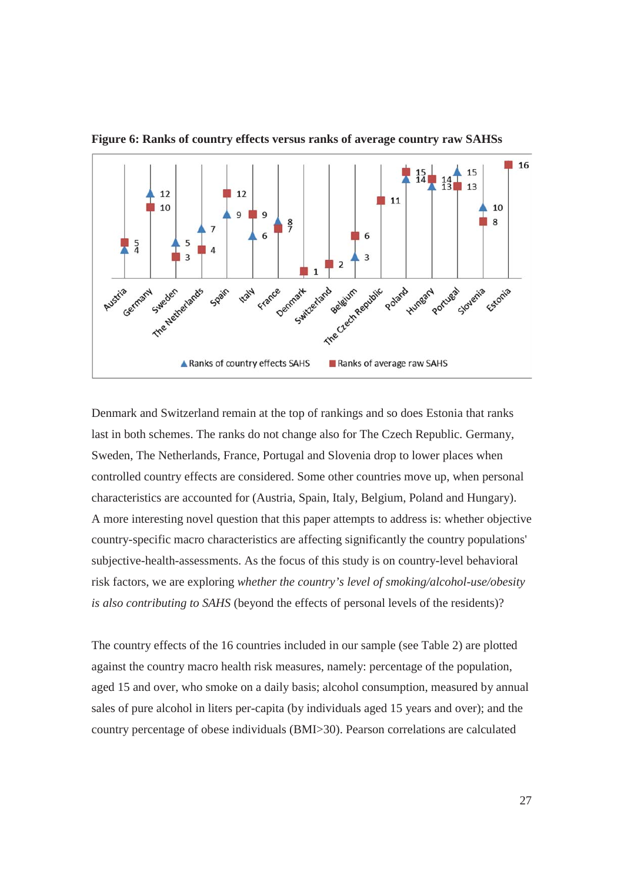**Figure 6: Ranks of country effects versus ranks of average country raw SAHSs**

Denmark and Switzerland remain at the top of rankings and so does Estonia that ranks last in both schemes. The ranks do not change also for The Czech Republic. Germany, Sweden, The Netherlands, France, Portugal and Slovenia drop to lower places when controlled country effects are considered. Some other countries move up, when personal characteristics are accounted for (Austria, Spain, Italy, Belgium, Poland and Hungary). A more interesting novel question that this paper attempts to address is: whether objective country-specific macro characteristics are affecting significantly the country populations' subjective-health-assessments. As the focus of this study is on country-level behavioral risk factors, we are exploring *whether the country's level of smoking/alcohol-use/obesity is also contributing to SAHS* (beyond the effects of personal levels of the residents)?

The country effects of the 16 countries included in our sample (see Table 2) are plotted against the country macro health risk measures, namely: percentage of the population, aged 15 and over, who smoke on a daily basis; alcohol consumption, measured by annual sales of pure alcohol in liters per-capita (by individuals aged 15 years and over); and the country percentage of obese individuals (BMI>30). Pearson correlations are calculated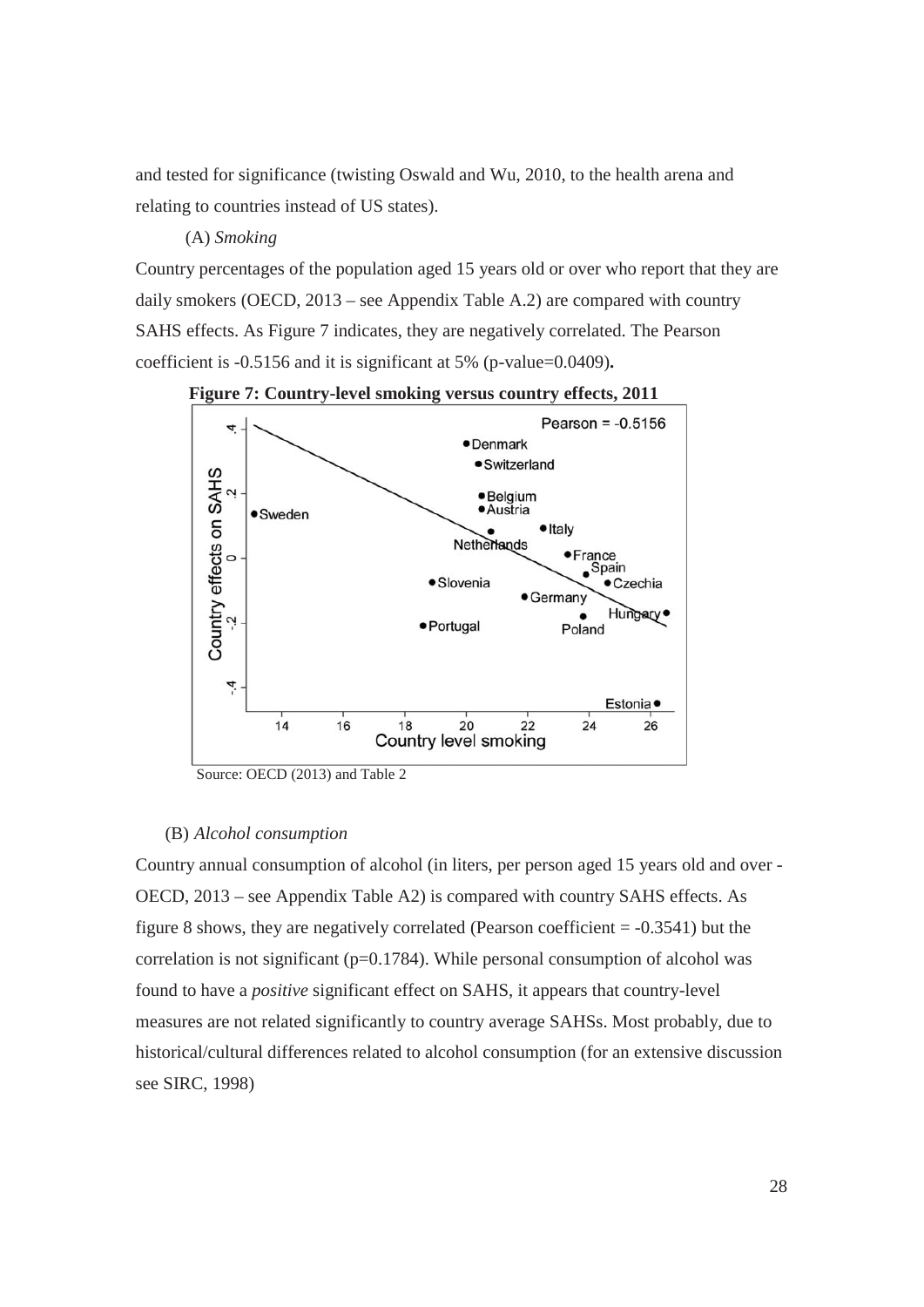and tested for significance (twisting Oswald and Wu, 2010, to the health arena and relating to countries instead of US states).

(A) *Smoking*

Country percentages of the population aged 15 years old or over who report that they are daily smokers (OECD, 2013 – see Appendix Table A.2) are compared with country SAHS effects. As Figure 7 indicates, they are negatively correlated. The Pearson coefficient is -0.5156 and it is significant at 5% (p-value=0.0409)**.**

**Figure 7: Country-level smoking versus country effects, 2011**

Source: OECD (2013) and Table 2

(B) *Alcohol consumption*

Country annual consumption of alcohol (in liters, per person aged 15 years old and over - OECD, 2013 – see Appendix Table A2) is compared with country SAHS effects. As figure 8 shows, they are negatively correlated (Pearson coefficient = -0.3541) but the correlation is not significant (p=0.1784). While personal consumption of alcohol was found to have a *positive* significant effect on SAHS, it appears that country-level measures are not related significantly to country average SAHSs. Most probably, due to historical/cultural differences related to alcohol consumption (for an extensive discussion see SIRC, 1998)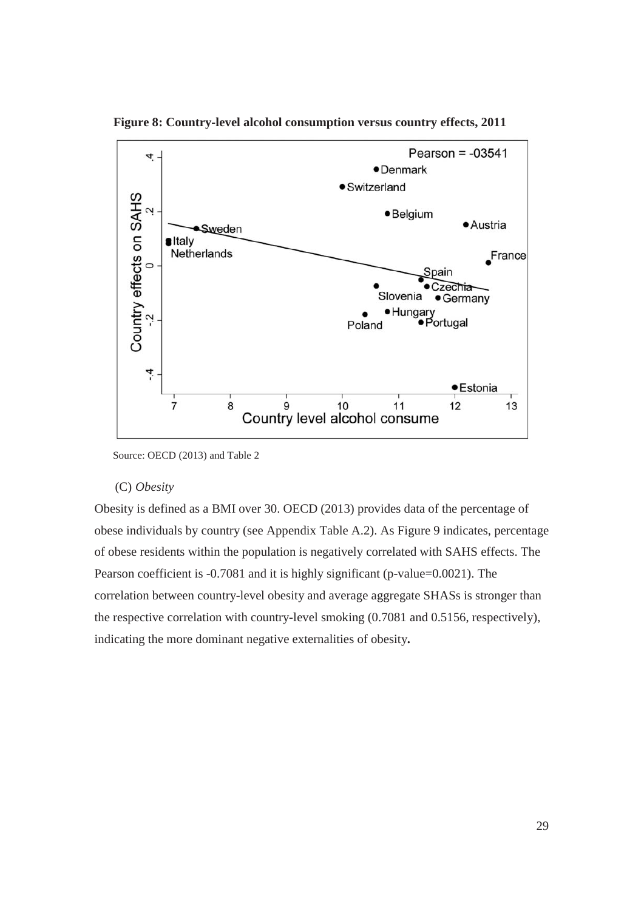**Figure 8: Country-level alcohol consumption versus country effects, 2011**

Source: OECD (2013) and Table 2

(C) *Obesity*

Obesity is defined as a BMI over 30. OECD (2013) provides data of the percentage of obese individuals by country (see Appendix Table A.2). As Figure 9 indicates, percentage of obese residents within the population is negatively correlated with SAHS effects. The Pearson coefficient is -0.7081 and it is highly significant (p-value=0.0021). The correlation between country-level obesity and average aggregate SHASs is stronger than the respective correlation with country-level smoking (0.7081 and 0.5156, respectively), indicating the more dominant negative externalities of obesity**.**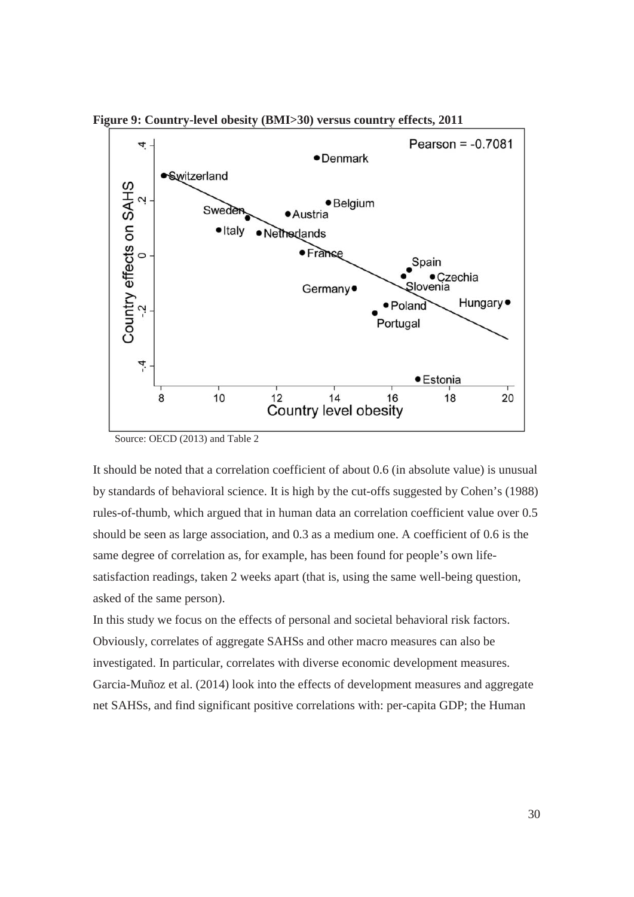**Figure 9: Country-level obesity (BMI>30) versus country effects, 2011**

Source: OECD (2013) and Table 2

It should be noted that a correlation coefficient of about 0.6 (in absolute value) is unusual by standards of behavioral science. It is high by the cut-offs suggested by Cohen's (1988) rules-of-thumb, which argued that in human data an correlation coefficient value over 0.5 should be seen as large association, and 0.3 as a medium one. A coefficient of 0.6 is the same degree of correlation as, for example, has been found for people's own life-satisfaction readings, taken 2 weeks apart (that is, using the same well-being question, asked of the same person).

In this study we focus on the effects of personal and societal behavioral risk factors. Obviously, correlates of aggregate SAHSs and other macro measures can also be investigated. In particular, correlates with diverse economic development measures. Garcia-Muñoz et al. (2014) look into the effects of development measures and aggregate net SAHSs, and find significant positive correlations with: per-capita GDP; the Human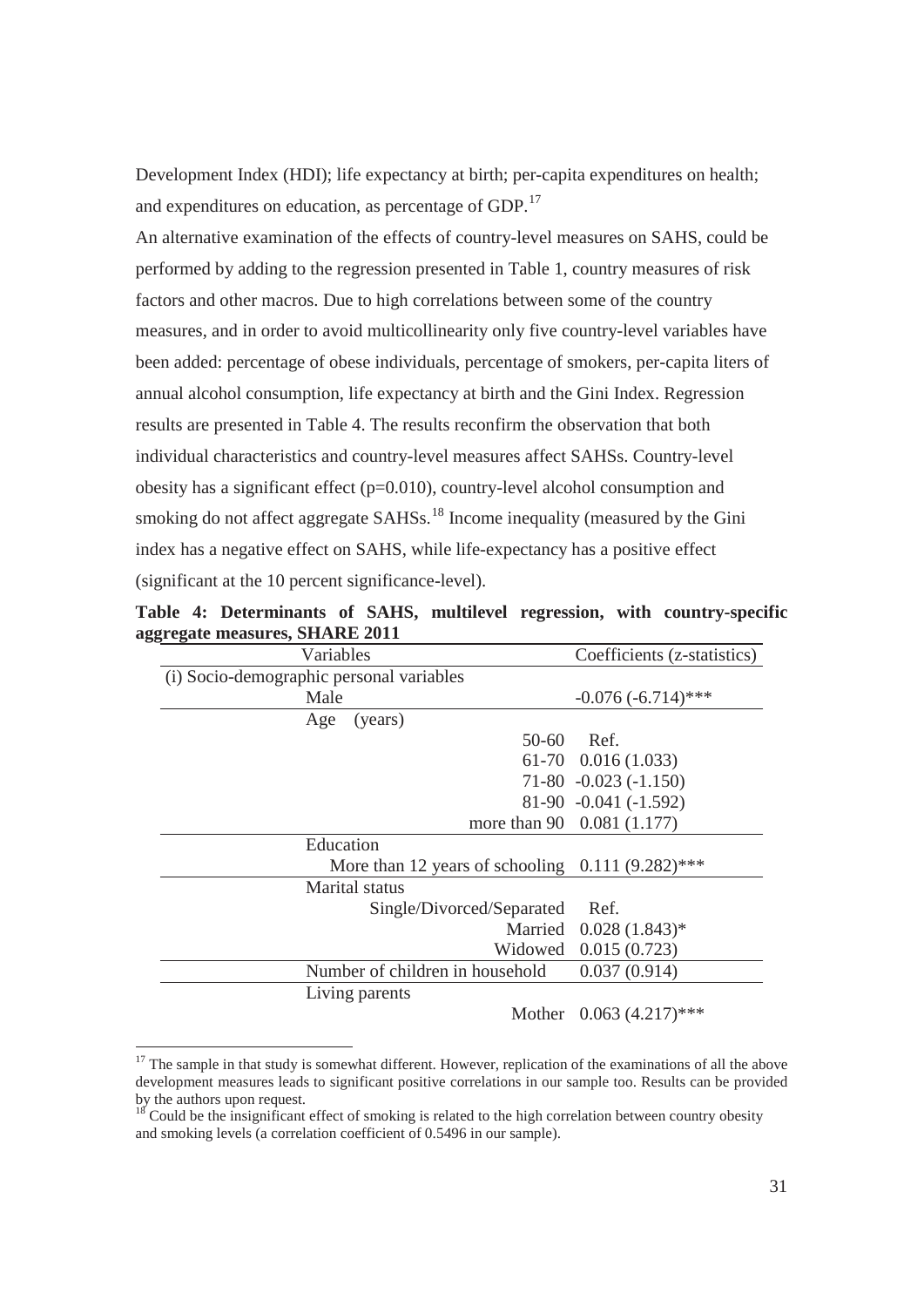Development Index (HDI); life expectancy at birth; per-capita expenditures on health; and expenditures on education, as percentage of GDP.[17]

An alternative examination of the effects of country-level measures on SAHS, could be performed by adding to the regression presented in Table 1, country measures of risk factors and other macros. Due to high correlations between some of the country measures, and in order to avoid multicollinearity only five country-level variables have been added: percentage of obese individuals, percentage of smokers, per-capita liters of annual alcohol consumption, life expectancy at birth and the Gini Index. Regression results are presented in Table 4. The results reconfirm the observation that both individual characteristics and country-level measures affect SAHSs. Country-level obesity has a significant effect ($p=0.010$), country-level alcohol consumption and smoking do not affect aggregate SAHSs.[18] Income inequality (measured by the Gini index has a negative effect on SAHS, while life-expectancy has a positive effect (significant at the 10 percent significance-level).

**Table 4: Determinants of SAHS, multilevel regression, with country-specific aggregate measures, SHARE 2011**

| Variables | Coefficients (z-statistics) |
|---|---|
| (i) Socio-demographic personal variables | |
| Male | -0.076 (-6.714)*** |
| Age (years) | |
| 50-60 | Ref. |
| 61-70 | 0.016 (1.033) |
| 71-80 | -0.023 (-1.150) |
| 81-90 | -0.041 (-1.592) |
| more than 90 | 0.081 (1.177) |
| Education | |
| More than 12 years of schooling | 0.111 (9.282)*** |
| Marital status | |
| Single/Divorced/Separated | Ref. |
| Married | 0.028 (1.843)* |
| Widowed | 0.015 (0.723) |
| Number of children in household | 0.037 (0.914) |
| Living parents | |
| Mother | 0.063 (4.217)*** |

[17] The sample in that study is somewhat different. However, replication of the examinations of all the above development measures leads to significant positive correlations in our sample too. Results can be provided by the authors upon request.

[18] Could be the insignificant effect of smoking is related to the high correlation between country obesity and smoking levels (a correlation coefficient of 0.5496 in our sample).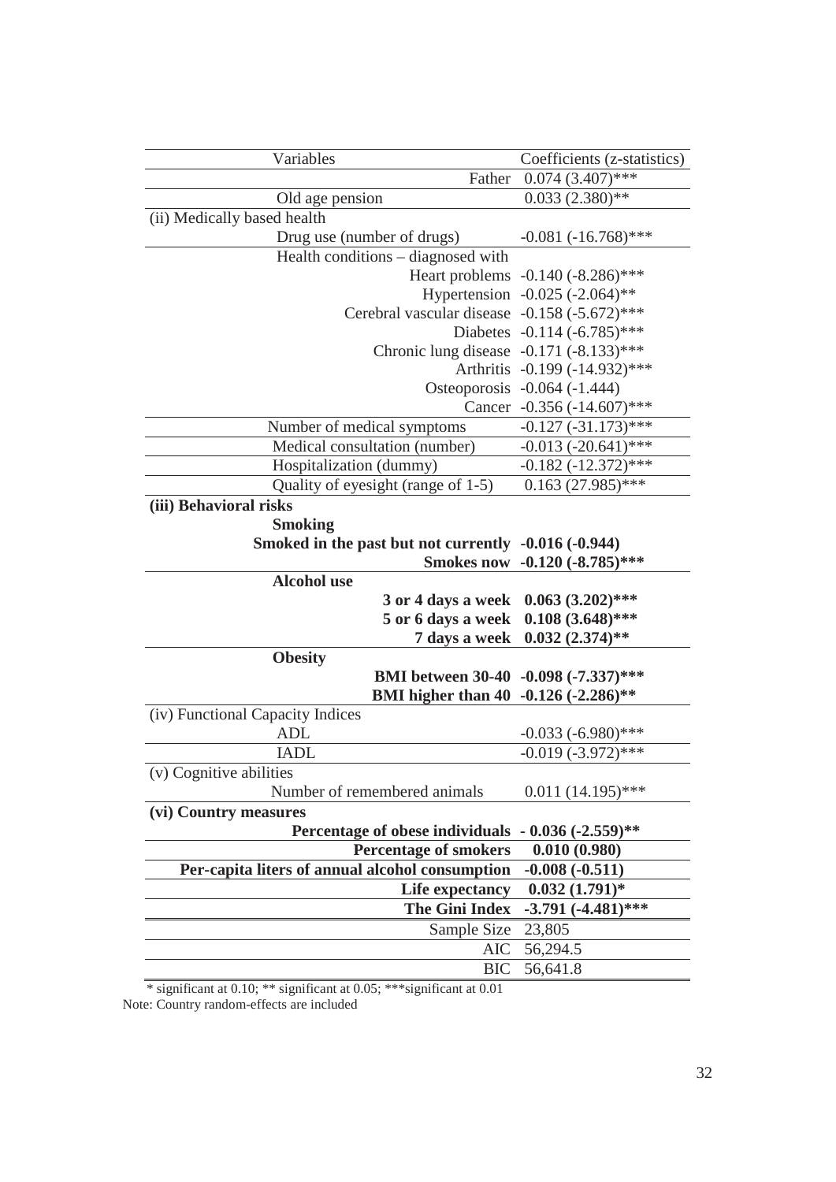| Variables | Coefficients (z-statistics) |
|---|---|
| Father | 0.074 (3.407)*** |
| Old age pension | 0.033 (2.380)** |
| (ii) Medically based health | |
| Drug use (number of drugs) | -0.081 (-16.768)*** |
| Health conditions – diagnosed with | |
| Heart problems | -0.140 (-8.286)*** |
| Hypertension | -0.025 (-2.064)** |
| Cerebral vascular disease | -0.158 (-5.672)*** |
| Diabetes | -0.114 (-6.785)*** |
| Chronic lung disease | -0.171 (-8.133)*** |
| Arthritis | -0.199 (-14.932)*** |
| Osteoporosis | -0.064 (-1.444) |
| Cancer | -0.356 (-14.607)*** |
| Number of medical symptoms | -0.127 (-31.173)*** |
| Medical consultation (number) | -0.013 (-20.641)*** |
| Hospitalization (dummy) | -0.182 (-12.372)*** |
| Quality of eyesight (range of 1-5) | 0.163 (27.985)*** |
| **(iii) Behavioral risks** | |
| **Smoking** | |
| **Smoked in the past but not currently** | **-0.016 (-0.944)** |
| **Smokes now** | **-0.120 (-8.785)*** ** |
| **Alcohol use** | |
| **3 or 4 days a week** | **0.063 (3.202)*** ** |
| **5 or 6 days a week** | **0.108 (3.648)*** ** |
| **7 days a week** | **0.032 (2.374)** ** |
| **Obesity** | |
| **BMI between 30-40** | **-0.098 (-7.337)*** ** |
| **BMI higher than 40** | **-0.126 (-2.286)** ** |
| (iv) Functional Capacity Indices | |
| ADL | -0.033 (-6.980)*** |
| IADL | -0.019 (-3.972)*** |
| (v) Cognitive abilities | |
| Number of remembered animals | 0.011 (14.195)*** |
| **(vi) Country measures** | |
| **Percentage of obese individuals** | **- 0.036 (-2.559)** ** |
| **Percentage of smokers** | **0.010 (0.980)** |
| **Per-capita liters of annual alcohol consumption** | **-0.008 (-0.511)** |
| **Life expectancy** | **0.032 (1.791)* ** |
| **The Gini Index** | **-3.791 (-4.481)*** ** |
| Sample Size | 23,805 |
| AIC | 56,294.5 |
| BIC | 56,641.8 |

* significant at 0.10; ** significant at 0.05; ***significant at 0.01

Note: Country random-effects are included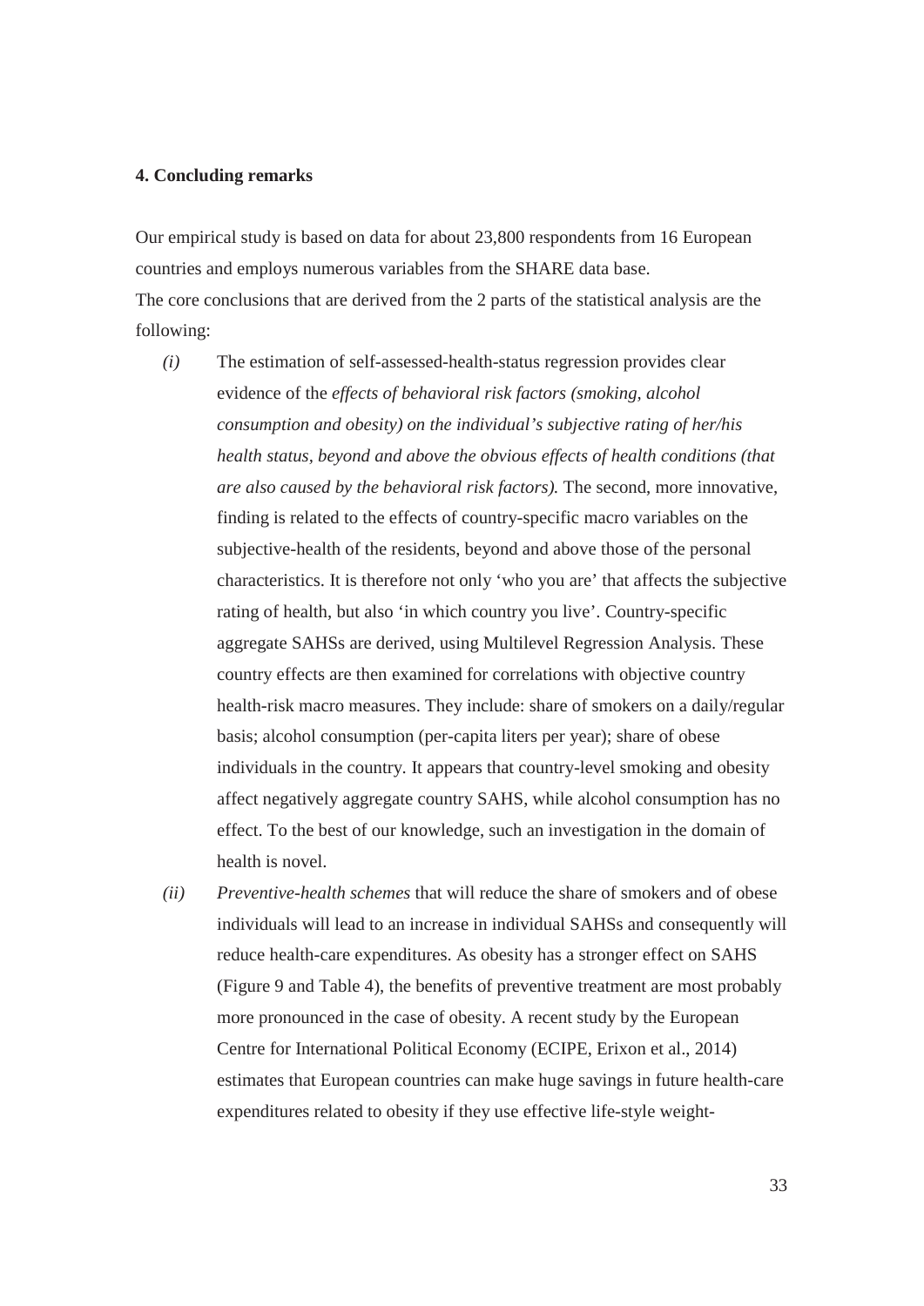### 4. Concluding remarks

Our empirical study is based on data for about 23,800 respondents from 16 European countries and employs numerous variables from the SHARE data base.
The core conclusions that are derived from the 2 parts of the statistical analysis are the following:

*(i)* The estimation of self-assessed-health-status regression provides clear evidence of the *effects of behavioral risk factors (smoking, alcohol consumption and obesity) on the individual's subjective rating of her/his health status, beyond and above the obvious effects of health conditions (that are also caused by the behavioral risk factors).* The second, more innovative, finding is related to the effects of country-specific macro variables on the subjective-health of the residents, beyond and above those of the personal characteristics. It is therefore not only 'who you are' that affects the subjective rating of health, but also 'in which country you live'. Country-specific aggregate SAHSs are derived, using Multilevel Regression Analysis. These country effects are then examined for correlations with objective country health-risk macro measures. They include: share of smokers on a daily/regular basis; alcohol consumption (per-capita liters per year); share of obese individuals in the country. It appears that country-level smoking and obesity affect negatively aggregate country SAHS, while alcohol consumption has no effect. To the best of our knowledge, such an investigation in the domain of health is novel.

*(ii)* *Preventive-health schemes* that will reduce the share of smokers and of obese individuals will lead to an increase in individual SAHSs and consequently will reduce health-care expenditures. As obesity has a stronger effect on SAHS (Figure 9 and Table 4), the benefits of preventive treatment are most probably more pronounced in the case of obesity. A recent study by the European Centre for International Political Economy (ECIPE, Erixon et al., 2014) estimates that European countries can make huge savings in future health-care expenditures related to obesity if they use effective life-style weight-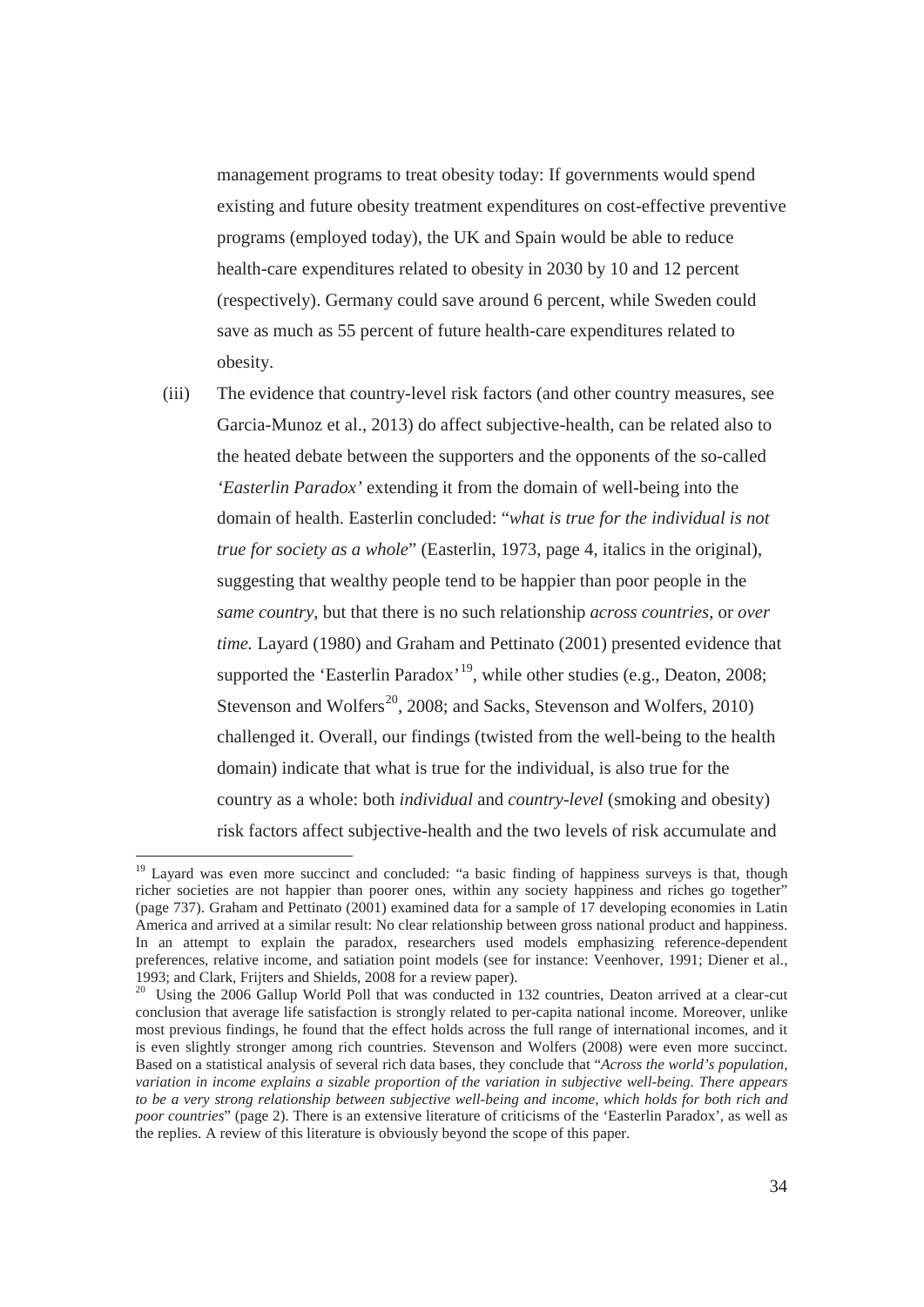management programs to treat obesity today: If governments would spend existing and future obesity treatment expenditures on cost-effective preventive programs (employed today), the UK and Spain would be able to reduce health-care expenditures related to obesity in 2030 by 10 and 12 percent (respectively). Germany could save around 6 percent, while Sweden could save as much as 55 percent of future health-care expenditures related to obesity.

(iii) The evidence that country-level risk factors (and other country measures, see Garcia-Munoz et al., 2013) do affect subjective-health, can be related also to the heated debate between the supporters and the opponents of the so-called *'Easterlin Paradox'* extending it from the domain of well-being into the domain of health. Easterlin concluded: "*what is true for the individual is not true for society as a whole*" (Easterlin, 1973, page 4, italics in the original), suggesting that wealthy people tend to be happier than poor people in the *same country*, but that there is no such relationship *across countries*, or *over time.* Layard (1980) and Graham and Pettinato (2001) presented evidence that supported the 'Easterlin Paradox'[19], while other studies (e.g., Deaton, 2008; Stevenson and Wolfers[20], 2008; and Sacks, Stevenson and Wolfers, 2010) challenged it. Overall, our findings (twisted from the well-being to the health domain) indicate that what is true for the individual, is also true for the country as a whole: both *individual* and *country-level* (smoking and obesity) risk factors affect subjective-health and the two levels of risk accumulate and

---

[19] Layard was even more succinct and concluded: "a basic finding of happiness surveys is that, though richer societies are not happier than poorer ones, within any society happiness and riches go together" (page 737). Graham and Pettinato (2001) examined data for a sample of 17 developing economies in Latin America and arrived at a similar result: No clear relationship between gross national product and happiness. In an attempt to explain the paradox, researchers used models emphasizing reference-dependent preferences, relative income, and satiation point models (see for instance: Veenhover, 1991; Diener et al., 1993; and Clark, Frijters and Shields, 2008 for a review paper).

[20] Using the 2006 Gallup World Poll that was conducted in 132 countries, Deaton arrived at a clear-cut conclusion that average life satisfaction is strongly related to per-capita national income. Moreover, unlike most previous findings, he found that the effect holds across the full range of international incomes, and it is even slightly stronger among rich countries. Stevenson and Wolfers (2008) were even more succinct. Based on a statistical analysis of several rich data bases, they conclude that "*Across the world's population, variation in income explains a sizable proportion of the variation in subjective well-being. There appears to be a very strong relationship between subjective well-being and income, which holds for both rich and poor countries*" (page 2). There is an extensive literature of criticisms of the 'Easterlin Paradox', as well as the replies. A review of this literature is obviously beyond the scope of this paper.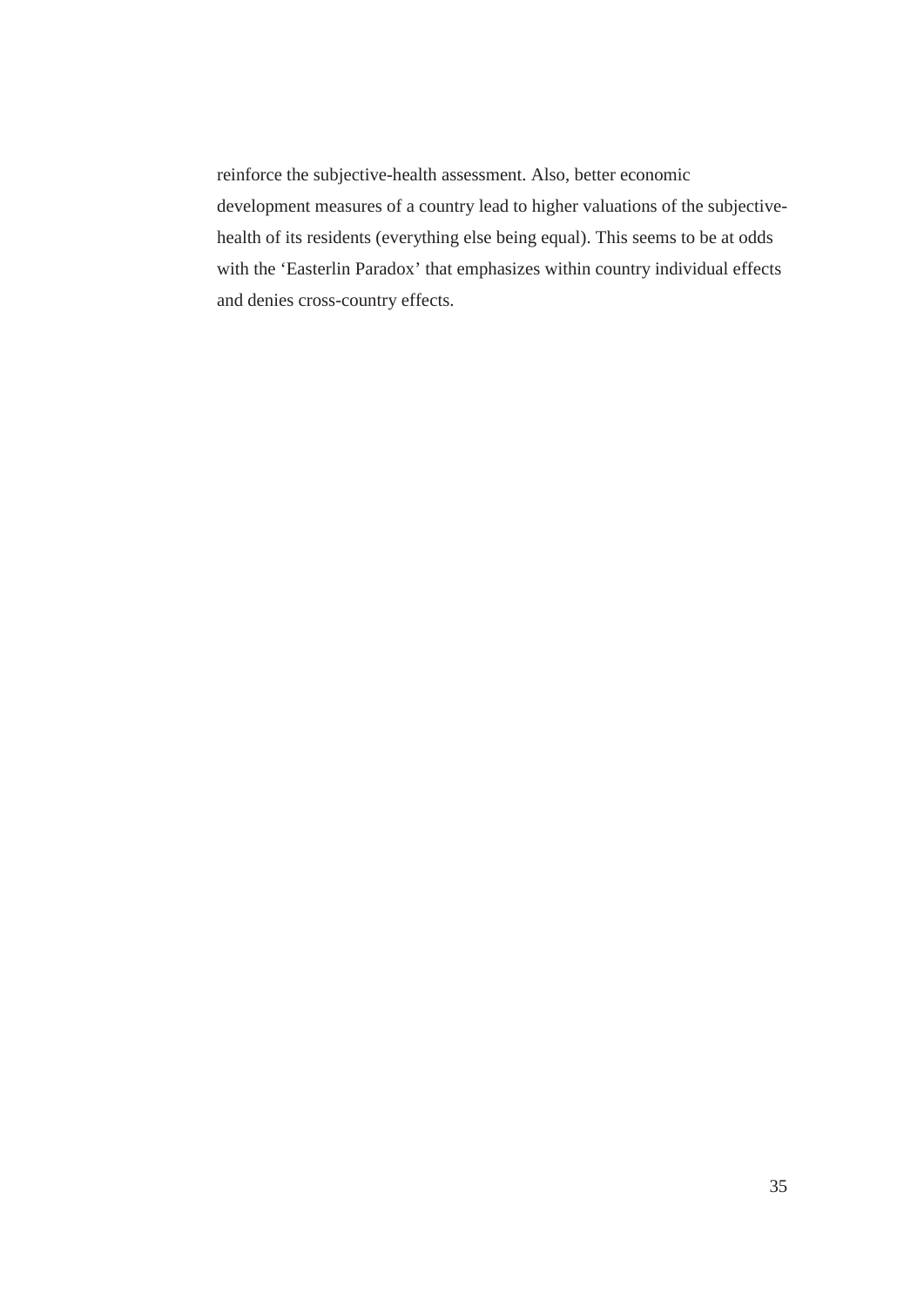reinforce the subjective-health assessment. Also, better economic development measures of a country lead to higher valuations of the subjective-health of its residents (everything else being equal). This seems to be at odds with the 'Easterlin Paradox' that emphasizes within country individual effects and denies cross-country effects.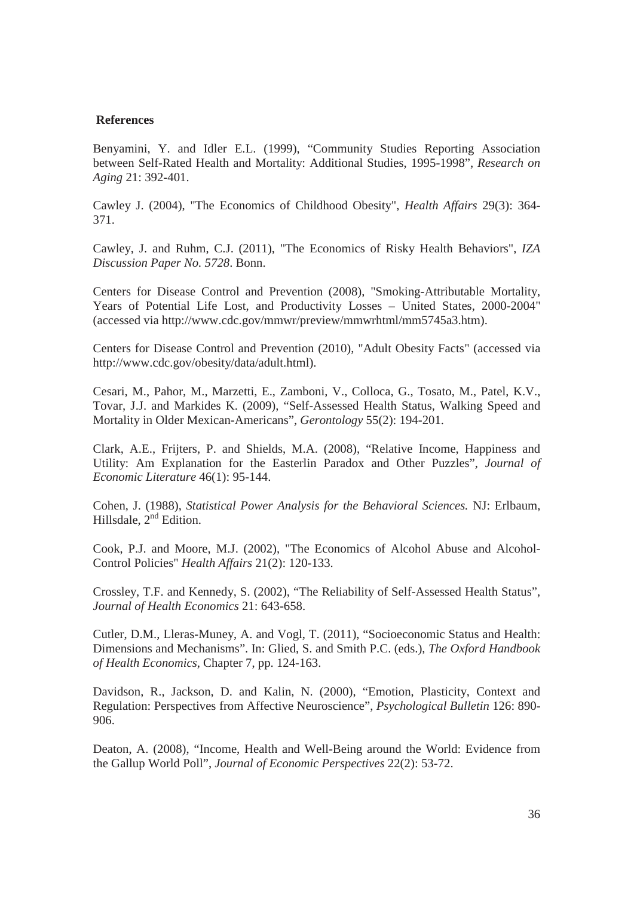**References**

Benyamini, Y. and Idler E.L. (1999), “Community Studies Reporting Association between Self-Rated Health and Mortality: Additional Studies, 1995-1998”, *Research on Aging* 21: 392-401.

Cawley J. (2004), "The Economics of Childhood Obesity", *Health Affairs* 29(3): 364-371.

Cawley, J. and Ruhm, C.J. (2011), "The Economics of Risky Health Behaviors", *IZA Discussion Paper No. 5728*. Bonn.

Centers for Disease Control and Prevention (2008), "Smoking-Attributable Mortality, Years of Potential Life Lost, and Productivity Losses – United States, 2000-2004" (accessed via http://www.cdc.gov/mmwr/preview/mmwrhtml/mm5745a3.htm).

Centers for Disease Control and Prevention (2010), "Adult Obesity Facts" (accessed via http://www.cdc.gov/obesity/data/adult.html).

Cesari, M., Pahor, M., Marzetti, E., Zamboni, V., Colloca, G., Tosato, M., Patel, K.V., Tovar, J.J. and Markides K. (2009), “Self-Assessed Health Status, Walking Speed and Mortality in Older Mexican-Americans”, *Gerontology* 55(2): 194-201.

Clark, A.E., Frijters, P. and Shields, M.A. (2008), “Relative Income, Happiness and Utility: Am Explanation for the Easterlin Paradox and Other Puzzles”, *Journal of Economic Literature* 46(1): 95-144.

Cohen, J. (1988), *Statistical Power Analysis for the Behavioral Sciences.* NJ: Erlbaum, Hillsdale, 2nd Edition.

Cook, P.J. and Moore, M.J. (2002), "The Economics of Alcohol Abuse and Alcohol-Control Policies" *Health Affairs* 21(2): 120-133.

Crossley, T.F. and Kennedy, S. (2002), “The Reliability of Self-Assessed Health Status”, *Journal of Health Economics* 21: 643-658.

Cutler, D.M., Lleras-Muney, A. and Vogl, T. (2011), “Socioeconomic Status and Health: Dimensions and Mechanisms”. In: Glied, S. and Smith P.C. (eds.), *The Oxford Handbook of Health Economics*, Chapter 7, pp. 124-163.

Davidson, R., Jackson, D. and Kalin, N. (2000), “Emotion, Plasticity, Context and Regulation: Perspectives from Affective Neuroscience”, *Psychological Bulletin* 126: 890-906.

Deaton, A. (2008), “Income, Health and Well-Being around the World: Evidence from the Gallup World Poll”, *Journal of Economic Perspectives* 22(2): 53-72.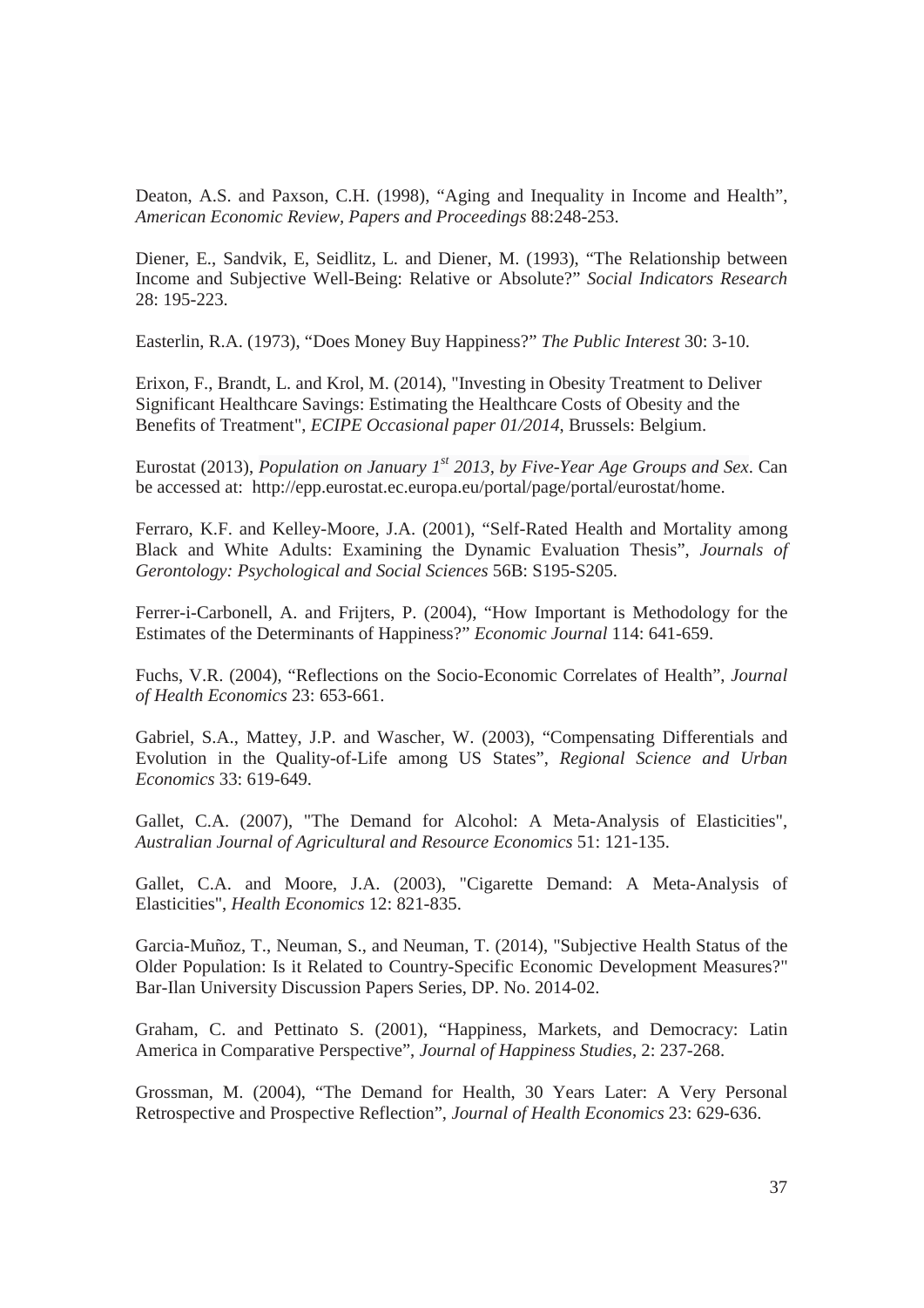Deaton, A.S. and Paxson, C.H. (1998), "Aging and Inequality in Income and Health", *American Economic Review, Papers and Proceedings* 88:248-253.

Diener, E., Sandvik, E, Seidlitz, L. and Diener, M. (1993), "The Relationship between Income and Subjective Well-Being: Relative or Absolute?" *Social Indicators Research* 28: 195-223.

Easterlin, R.A. (1973), "Does Money Buy Happiness?" *The Public Interest* 30: 3-10.

Erixon, F., Brandt, L. and Krol, M. (2014), "Investing in Obesity Treatment to Deliver Significant Healthcare Savings: Estimating the Healthcare Costs of Obesity and the Benefits of Treatment", *ECIPE Occasional paper 01/2014*, Brussels: Belgium.

Eurostat (2013), *Population on January 1st 2013, by Five-Year Age Groups and Sex*. Can be accessed at: http://epp.eurostat.ec.europa.eu/portal/page/portal/eurostat/home.

Ferraro, K.F. and Kelley-Moore, J.A. (2001), "Self-Rated Health and Mortality among Black and White Adults: Examining the Dynamic Evaluation Thesis", *Journals of Gerontology: Psychological and Social Sciences* 56B: S195-S205.

Ferrer-i-Carbonell, A. and Frijters, P. (2004), "How Important is Methodology for the Estimates of the Determinants of Happiness?" *Economic Journal* 114: 641-659.

Fuchs, V.R. (2004), "Reflections on the Socio-Economic Correlates of Health", *Journal of Health Economics* 23: 653-661.

Gabriel, S.A., Mattey, J.P. and Wascher, W. (2003), "Compensating Differentials and Evolution in the Quality-of-Life among US States", *Regional Science and Urban Economics* 33: 619-649.

Gallet, C.A. (2007), "The Demand for Alcohol: A Meta-Analysis of Elasticities", *Australian Journal of Agricultural and Resource Economics* 51: 121-135.

Gallet, C.A. and Moore, J.A. (2003), "Cigarette Demand: A Meta-Analysis of Elasticities", *Health Economics* 12: 821-835.

Garcia-Muñoz, T., Neuman, S., and Neuman, T. (2014), "Subjective Health Status of the Older Population: Is it Related to Country-Specific Economic Development Measures?" Bar-Ilan University Discussion Papers Series, DP. No. 2014-02.

Graham, C. and Pettinato S. (2001), "Happiness, Markets, and Democracy: Latin America in Comparative Perspective", *Journal of Happiness Studies*, 2: 237-268.

Grossman, M. (2004), "The Demand for Health, 30 Years Later: A Very Personal Retrospective and Prospective Reflection", *Journal of Health Economics* 23: 629-636.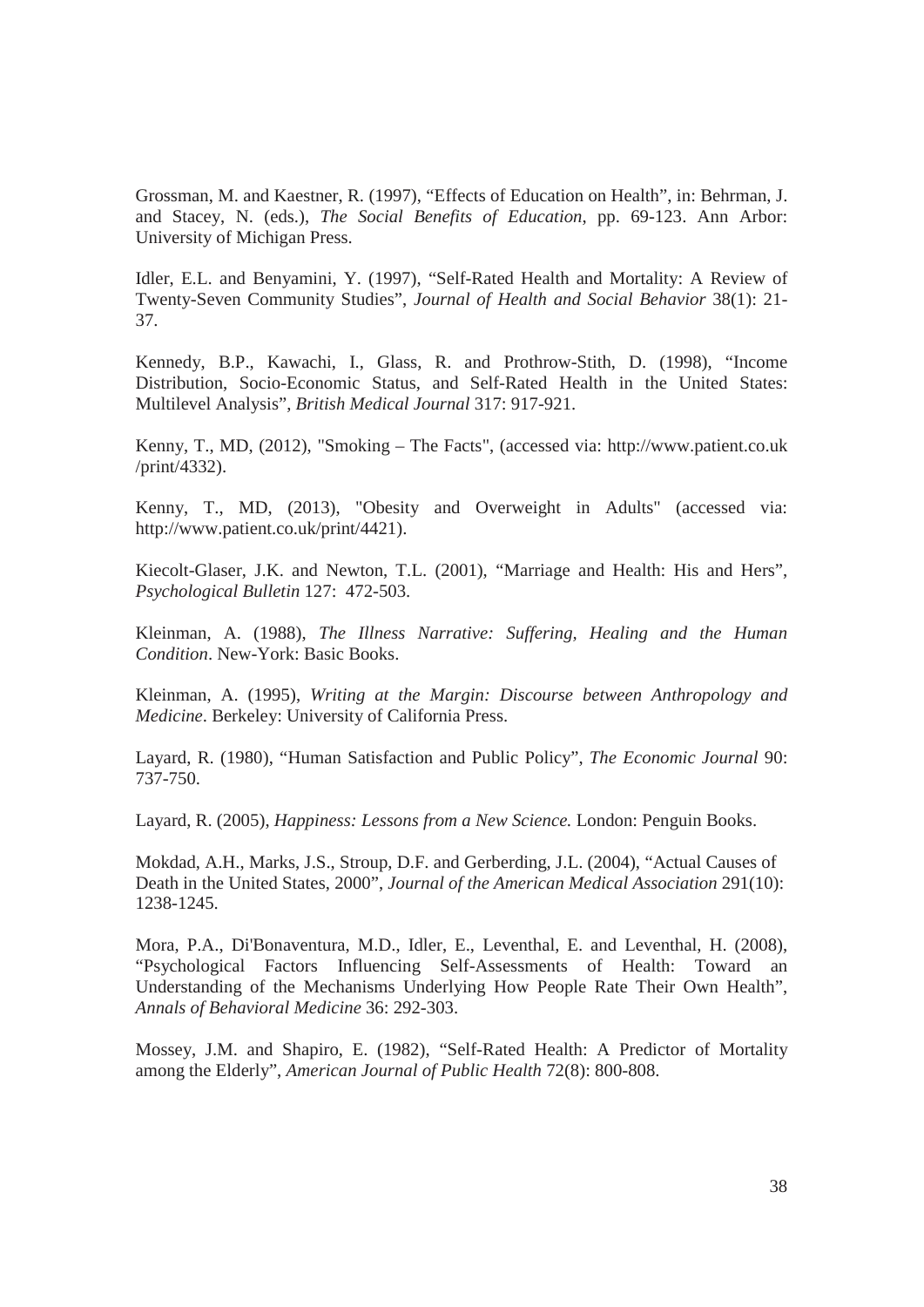Grossman, M. and Kaestner, R. (1997), "Effects of Education on Health", in: Behrman, J. and Stacey, N. (eds.), *The Social Benefits of Education*, pp. 69-123. Ann Arbor: University of Michigan Press.

Idler, E.L. and Benyamini, Y. (1997), "Self-Rated Health and Mortality: A Review of Twenty-Seven Community Studies", *Journal of Health and Social Behavior* 38(1): 21-37.

Kennedy, B.P., Kawachi, I., Glass, R. and Prothrow-Stith, D. (1998), "Income Distribution, Socio-Economic Status, and Self-Rated Health in the United States: Multilevel Analysis", *British Medical Journal* 317: 917-921.

Kenny, T., MD, (2012), "Smoking – The Facts", (accessed via: http://www.patient.co.uk /print/4332).

Kenny, T., MD, (2013), "Obesity and Overweight in Adults" (accessed via: http://www.patient.co.uk/print/4421).

Kiecolt-Glaser, J.K. and Newton, T.L. (2001), "Marriage and Health: His and Hers", *Psychological Bulletin* 127: 472-503.

Kleinman, A. (1988), *The Illness Narrative: Suffering, Healing and the Human Condition*. New-York: Basic Books.

Kleinman, A. (1995), *Writing at the Margin: Discourse between Anthropology and Medicine*. Berkeley: University of California Press.

Layard, R. (1980), "Human Satisfaction and Public Policy", *The Economic Journal* 90: 737-750.

Layard, R. (2005), *Happiness: Lessons from a New Science.* London: Penguin Books.

Mokdad, A.H., Marks, J.S., Stroup, D.F. and Gerberding, J.L. (2004), "Actual Causes of Death in the United States, 2000", *Journal of the American Medical Association* 291(10): 1238-1245.

Mora, P.A., Di'Bonaventura, M.D., Idler, E., Leventhal, E. and Leventhal, H. (2008), "Psychological Factors Influencing Self-Assessments of Health: Toward an Understanding of the Mechanisms Underlying How People Rate Their Own Health", *Annals of Behavioral Medicine* 36: 292-303.

Mossey, J.M. and Shapiro, E. (1982), "Self-Rated Health: A Predictor of Mortality among the Elderly", *American Journal of Public Health* 72(8): 800-808.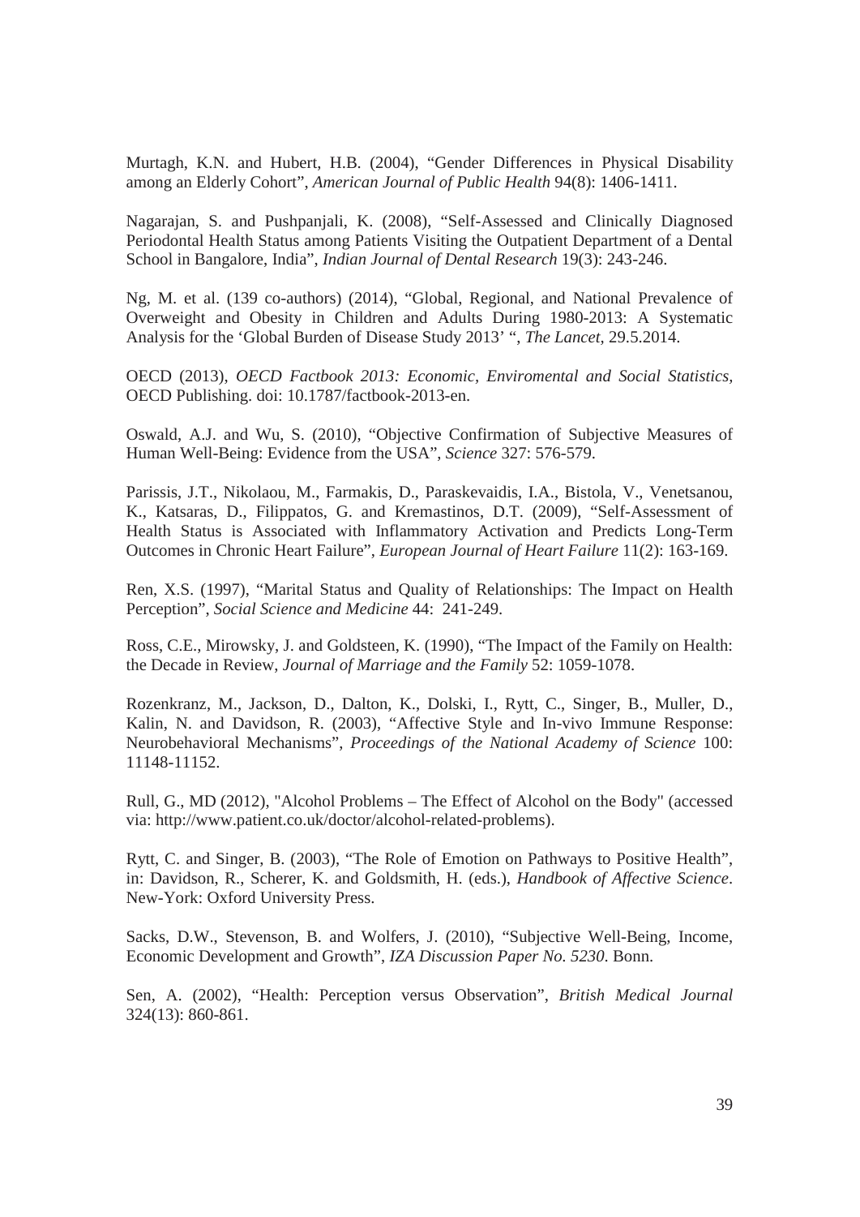Murtagh, K.N. and Hubert, H.B. (2004), "Gender Differences in Physical Disability among an Elderly Cohort", *American Journal of Public Health* 94(8): 1406-1411.

Nagarajan, S. and Pushpanjali, K. (2008), "Self-Assessed and Clinically Diagnosed Periodontal Health Status among Patients Visiting the Outpatient Department of a Dental School in Bangalore, India", *Indian Journal of Dental Research* 19(3): 243-246.

Ng, M. et al. (139 co-authors) (2014), "Global, Regional, and National Prevalence of Overweight and Obesity in Children and Adults During 1980-2013: A Systematic Analysis for the 'Global Burden of Disease Study 2013' ", *The Lancet*, 29.5.2014.

OECD (2013), *OECD Factbook 2013: Economic, Enviromental and Social Statistics*, OECD Publishing. doi: 10.1787/factbook-2013-en.

Oswald, A.J. and Wu, S. (2010), "Objective Confirmation of Subjective Measures of Human Well-Being: Evidence from the USA", *Science* 327: 576-579.

Parissis, J.T., Nikolaou, M., Farmakis, D., Paraskevaidis, I.A., Bistola, V., Venetsanou, K., Katsaras, D., Filippatos, G. and Kremastinos, D.T. (2009), "Self-Assessment of Health Status is Associated with Inflammatory Activation and Predicts Long-Term Outcomes in Chronic Heart Failure", *European Journal of Heart Failure* 11(2): 163-169.

Ren, X.S. (1997), "Marital Status and Quality of Relationships: The Impact on Health Perception", *Social Science and Medicine* 44: 241-249.

Ross, C.E., Mirowsky, J. and Goldsteen, K. (1990), "The Impact of the Family on Health: the Decade in Review, *Journal of Marriage and the Family* 52: 1059-1078.

Rozenkranz, M., Jackson, D., Dalton, K., Dolski, I., Rytt, C., Singer, B., Muller, D., Kalin, N. and Davidson, R. (2003), "Affective Style and In-vivo Immune Response: Neurobehavioral Mechanisms", *Proceedings of the National Academy of Science* 100: 11148-11152.

Rull, G., MD (2012), "Alcohol Problems – The Effect of Alcohol on the Body" (accessed via: http://www.patient.co.uk/doctor/alcohol-related-problems).

Rytt, C. and Singer, B. (2003), "The Role of Emotion on Pathways to Positive Health", in: Davidson, R., Scherer, K. and Goldsmith, H. (eds.), *Handbook of Affective Science*. New-York: Oxford University Press.

Sacks, D.W., Stevenson, B. and Wolfers, J. (2010), "Subjective Well-Being, Income, Economic Development and Growth", *IZA Discussion Paper No. 5230*. Bonn.

Sen, A. (2002), "Health: Perception versus Observation", *British Medical Journal* 324(13): 860-861.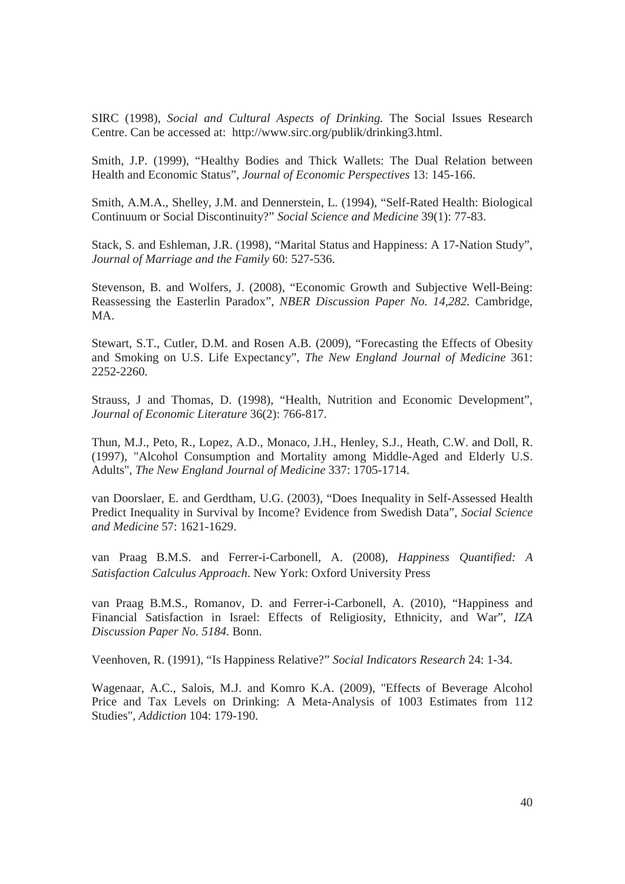SIRC (1998), *Social and Cultural Aspects of Drinking.* The Social Issues Research Centre. Can be accessed at: http://www.sirc.org/publik/drinking3.html.

Smith, J.P. (1999), "Healthy Bodies and Thick Wallets: The Dual Relation between Health and Economic Status", *Journal of Economic Perspectives* 13: 145-166.

Smith, A.M.A., Shelley, J.M. and Dennerstein, L. (1994), "Self-Rated Health: Biological Continuum or Social Discontinuity?" *Social Science and Medicine* 39(1): 77-83.

Stack, S. and Eshleman, J.R. (1998), "Marital Status and Happiness: A 17-Nation Study", *Journal of Marriage and the Family* 60: 527-536.

Stevenson, B. and Wolfers, J. (2008), "Economic Growth and Subjective Well-Being: Reassessing the Easterlin Paradox", *NBER Discussion Paper No. 14,282.* Cambridge, MA.

Stewart, S.T., Cutler, D.M. and Rosen A.B. (2009), "Forecasting the Effects of Obesity and Smoking on U.S. Life Expectancy", *The New England Journal of Medicine* 361: 2252-2260.

Strauss, J and Thomas, D. (1998), "Health, Nutrition and Economic Development", *Journal of Economic Literature* 36(2): 766-817.

Thun, M.J., Peto, R., Lopez, A.D., Monaco, J.H., Henley, S.J., Heath, C.W. and Doll, R. (1997), "Alcohol Consumption and Mortality among Middle-Aged and Elderly U.S. Adults", *The New England Journal of Medicine* 337: 1705-1714.

van Doorslaer, E. and Gerdtham, U.G. (2003), "Does Inequality in Self-Assessed Health Predict Inequality in Survival by Income? Evidence from Swedish Data", *Social Science and Medicine* 57: 1621-1629.

van Praag B.M.S. and Ferrer-i-Carbonell, A. (2008), *Happiness Quantified: A Satisfaction Calculus Approach*. New York: Oxford University Press

van Praag B.M.S., Romanov, D. and Ferrer-i-Carbonell, A. (2010), "Happiness and Financial Satisfaction in Israel: Effects of Religiosity, Ethnicity, and War", *IZA Discussion Paper No. 5184.* Bonn.

Veenhoven, R. (1991), "Is Happiness Relative?" *Social Indicators Research* 24: 1-34.

Wagenaar, A.C., Salois, M.J. and Komro K.A. (2009), "Effects of Beverage Alcohol Price and Tax Levels on Drinking: A Meta-Analysis of 1003 Estimates from 112 Studies", *Addiction* 104: 179-190.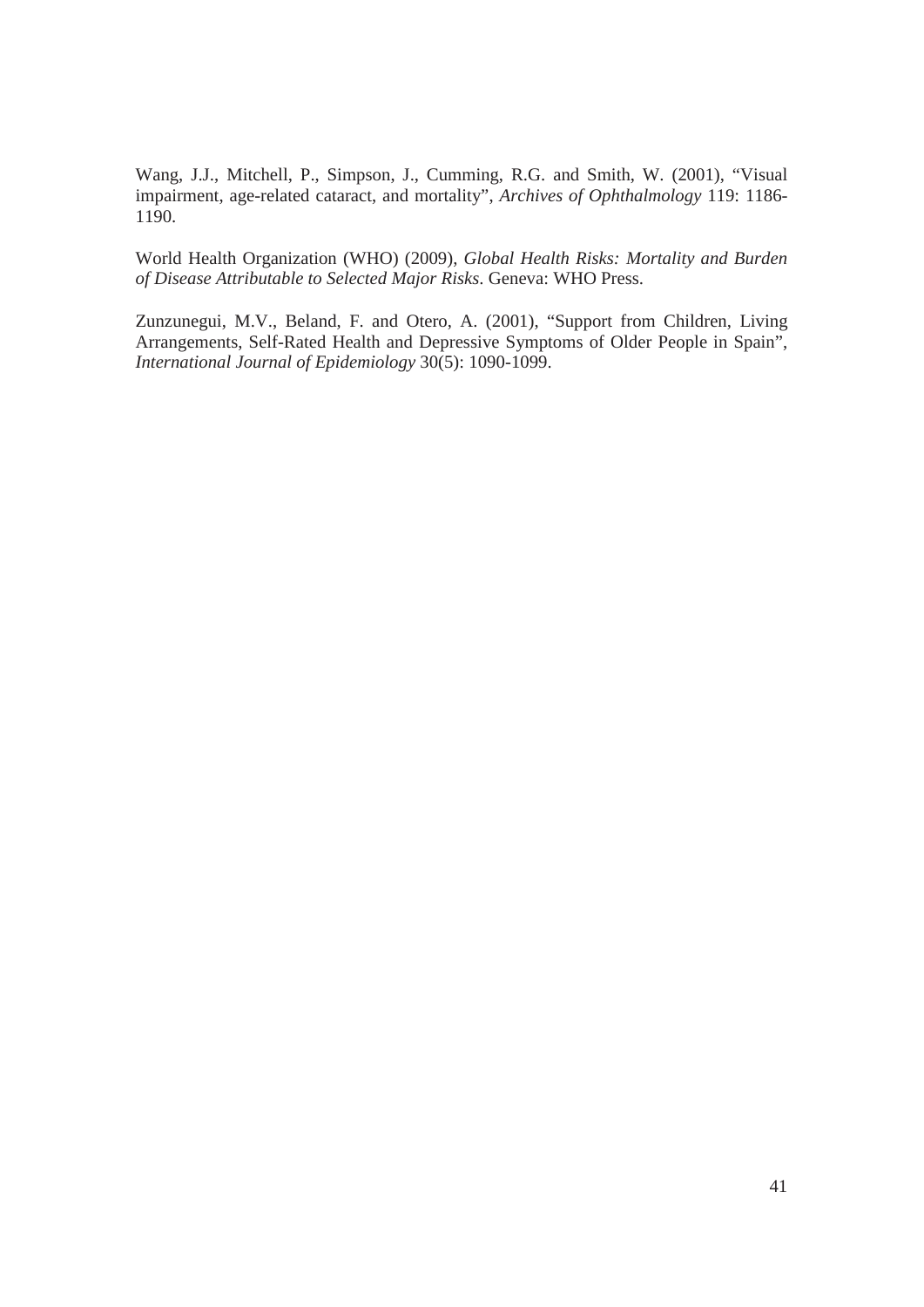Wang, J.J., Mitchell, P., Simpson, J., Cumming, R.G. and Smith, W. (2001), "Visual impairment, age-related cataract, and mortality", *Archives of Ophthalmology* 119: 1186-1190.

World Health Organization (WHO) (2009), *Global Health Risks: Mortality and Burden of Disease Attributable to Selected Major Risks*. Geneva: WHO Press.

Zunzunegui, M.V., Beland, F. and Otero, A. (2001), "Support from Children, Living Arrangements, Self-Rated Health and Depressive Symptoms of Older People in Spain", *International Journal of Epidemiology* 30(5): 1090-1099.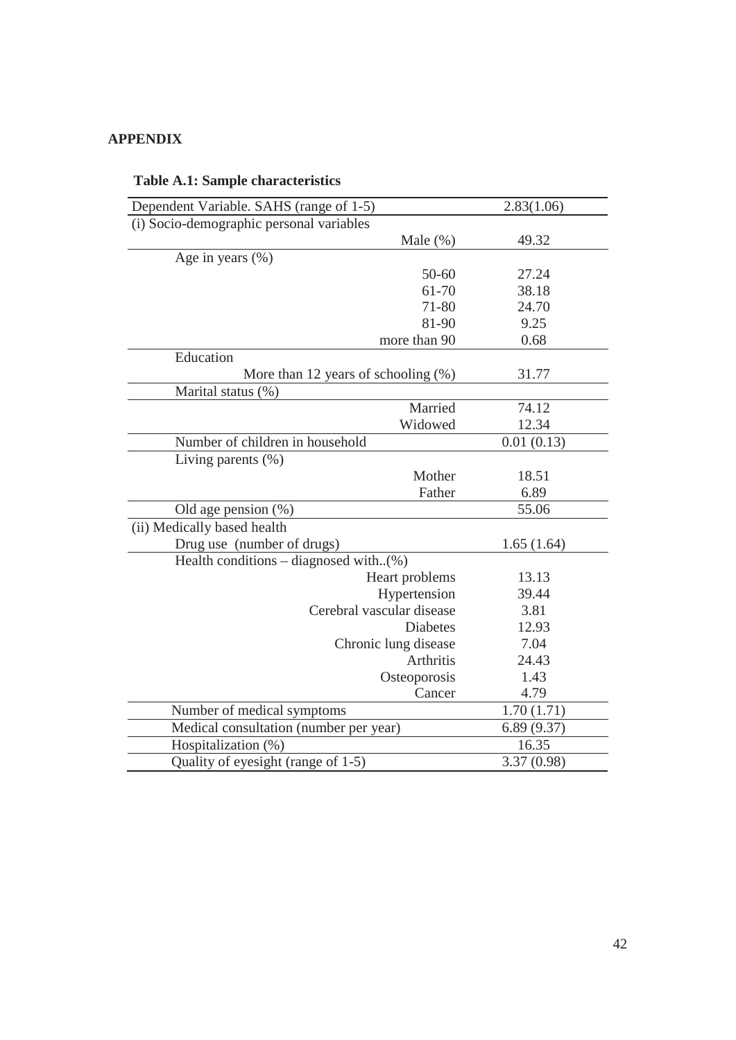**APPENDIX**

**Table A.1: Sample characteristics**

| | |
|---|---|
| Dependent Variable. SAHS (range of 1-5) | 2.83(1.06) |
| (i) Socio-demographic personal variables | |
| Male (%) | 49.32 |
| Age in years (%) | |
| 50-60 | 27.24 |
| 61-70 | 38.18 |
| 71-80 | 24.70 |
| 81-90 | 9.25 |
| more than 90 | 0.68 |
| Education | |
| More than 12 years of schooling (%) | 31.77 |
| Marital status (%) | |
| Married | 74.12 |
| Widowed | 12.34 |
| Number of children in household | 0.01 (0.13) |
| Living parents (%) | |
| Mother | 18.51 |
| Father | 6.89 |
| Old age pension (%) | 55.06 |
| (ii) Medically based health | |
| Drug use (number of drugs) | 1.65 (1.64) |
| Health conditions – diagnosed with..(%) | |
| Heart problems | 13.13 |
| Hypertension | 39.44 |
| Cerebral vascular disease | 3.81 |
| Diabetes | 12.93 |
| Chronic lung disease | 7.04 |
| Arthritis | 24.43 |
| Osteoporosis | 1.43 |
| Cancer | 4.79 |
| Number of medical symptoms | 1.70 (1.71) |
| Medical consultation (number per year) | 6.89 (9.37) |
| Hospitalization (%) | 16.35 |
| Quality of eyesight (range of 1-5) | 3.37 (0.98) |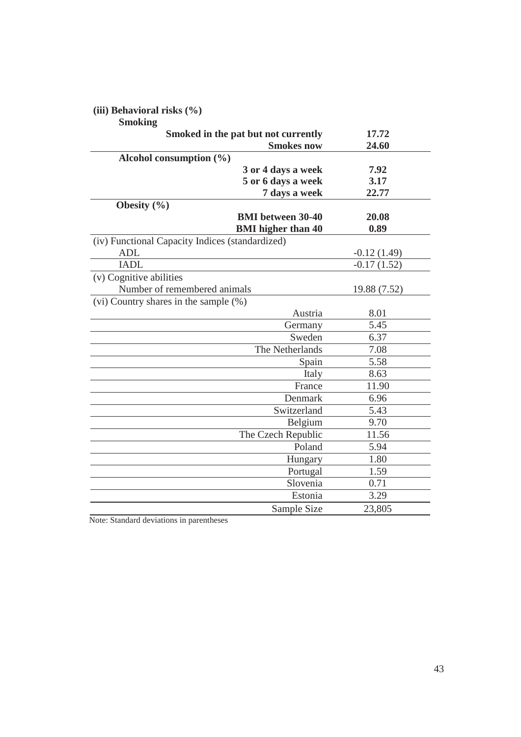| | |
|---|---|
| **(iii) Behavioral risks (%)** | |
| **Smoking** | |
| **Smoked in the pat but not currently** | **17.72** |
| **Smokes now** | **24.60** |
| **Alcohol consumption (%)** | |
| **3 or 4 days a week** | **7.92** |
| **5 or 6 days a week** | **3.17** |
| **7 days a week** | **22.77** |
| **Obesity (%)** | |
| **BMI between 30-40** | **20.08** |
| **BMI higher than 40** | **0.89** |
| (iv) Functional Capacity Indices (standardized) | |
| ADL | -0.12 (1.49) |
| IADL | -0.17 (1.52) |
| (v) Cognitive abilities | |
| Number of remembered animals | 19.88 (7.52) |
| (vi) Country shares in the sample (%) | |
| Austria | 8.01 |
| Germany | 5.45 |
| Sweden | 6.37 |
| The Netherlands | 7.08 |
| Spain | 5.58 |
| Italy | 8.63 |
| France | 11.90 |
| Denmark | 6.96 |
| Switzerland | 5.43 |
| Belgium | 9.70 |
| The Czech Republic | 11.56 |
| Poland | 5.94 |
| Hungary | 1.80 |
| Portugal | 1.59 |
| Slovenia | 0.71 |
| Estonia | 3.29 |
| Sample Size | 23,805 |

Note: Standard deviations in parentheses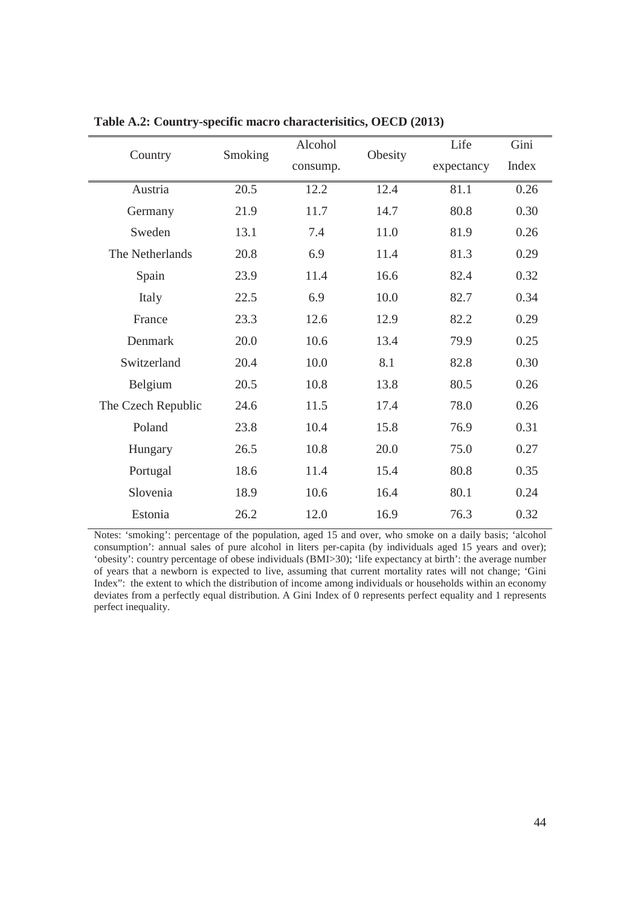**Table A.2: Country-specific macro characterisitics, OECD (2013)**

| Country | Smoking | Alcohol consump. | Obesity | Life expectancy | Gini Index |
|---|---|---|---|---|---|
| Austria | 20.5 | 12.2 | 12.4 | 81.1 | 0.26 |
| Germany | 21.9 | 11.7 | 14.7 | 80.8 | 0.30 |
| Sweden | 13.1 | 7.4 | 11.0 | 81.9 | 0.26 |
| The Netherlands | 20.8 | 6.9 | 11.4 | 81.3 | 0.29 |
| Spain | 23.9 | 11.4 | 16.6 | 82.4 | 0.32 |
| Italy | 22.5 | 6.9 | 10.0 | 82.7 | 0.34 |
| France | 23.3 | 12.6 | 12.9 | 82.2 | 0.29 |
| Denmark | 20.0 | 10.6 | 13.4 | 79.9 | 0.25 |
| Switzerland | 20.4 | 10.0 | 8.1 | 82.8 | 0.30 |
| Belgium | 20.5 | 10.8 | 13.8 | 80.5 | 0.26 |
| The Czech Republic | 24.6 | 11.5 | 17.4 | 78.0 | 0.26 |
| Poland | 23.8 | 10.4 | 15.8 | 76.9 | 0.31 |
| Hungary | 26.5 | 10.8 | 20.0 | 75.0 | 0.27 |
| Portugal | 18.6 | 11.4 | 15.4 | 80.8 | 0.35 |
| Slovenia | 18.9 | 10.6 | 16.4 | 80.1 | 0.24 |
| Estonia | 26.2 | 12.0 | 16.9 | 76.3 | 0.32 |

Notes: 'smoking': percentage of the population, aged 15 and over, who smoke on a daily basis; 'alcohol consumption': annual sales of pure alcohol in liters per-capita (by individuals aged 15 years and over); 'obesity': country percentage of obese individuals (BMI>30); 'life expectancy at birth': the average number of years that a newborn is expected to live, assuming that current mortality rates will not change; 'Gini Index": the extent to which the distribution of income among individuals or households within an economy deviates from a perfectly equal distribution. A Gini Index of 0 represents perfect equality and 1 represents perfect inequality.